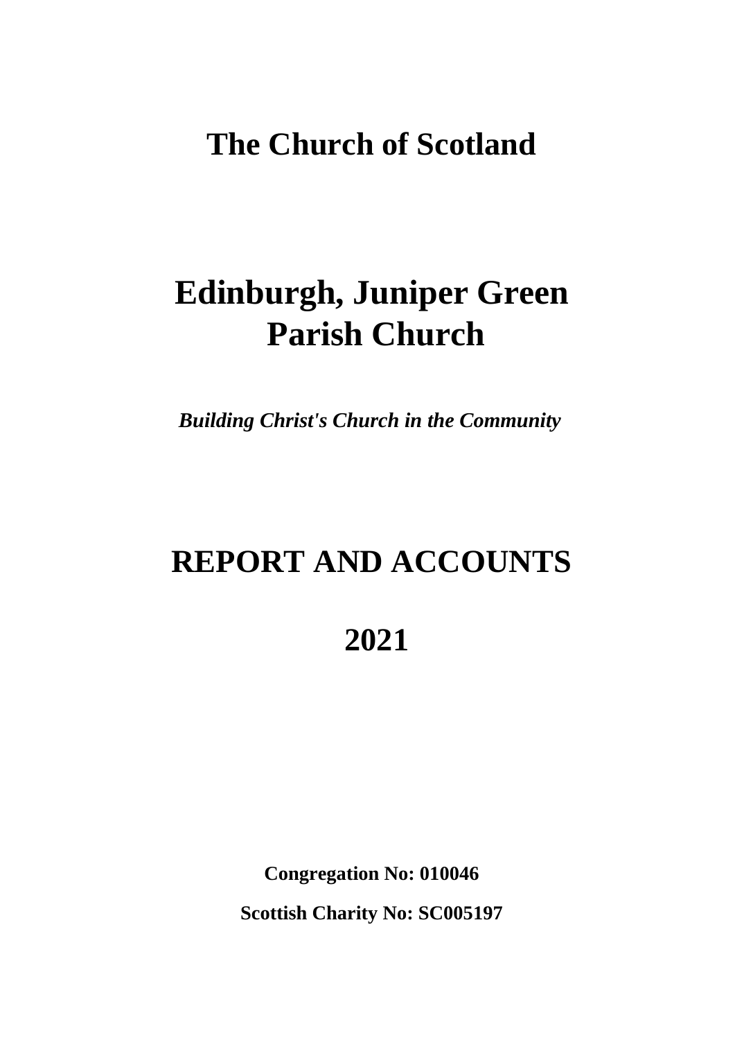# The Church of Scotland

# Edinburgh, Juniper Green Parish Church

***Building Christ's Church in the Community***

# REPORT AND ACCOUNTS

# 2021

**Congregation No: 010046**

**Scottish Charity No: SC005197**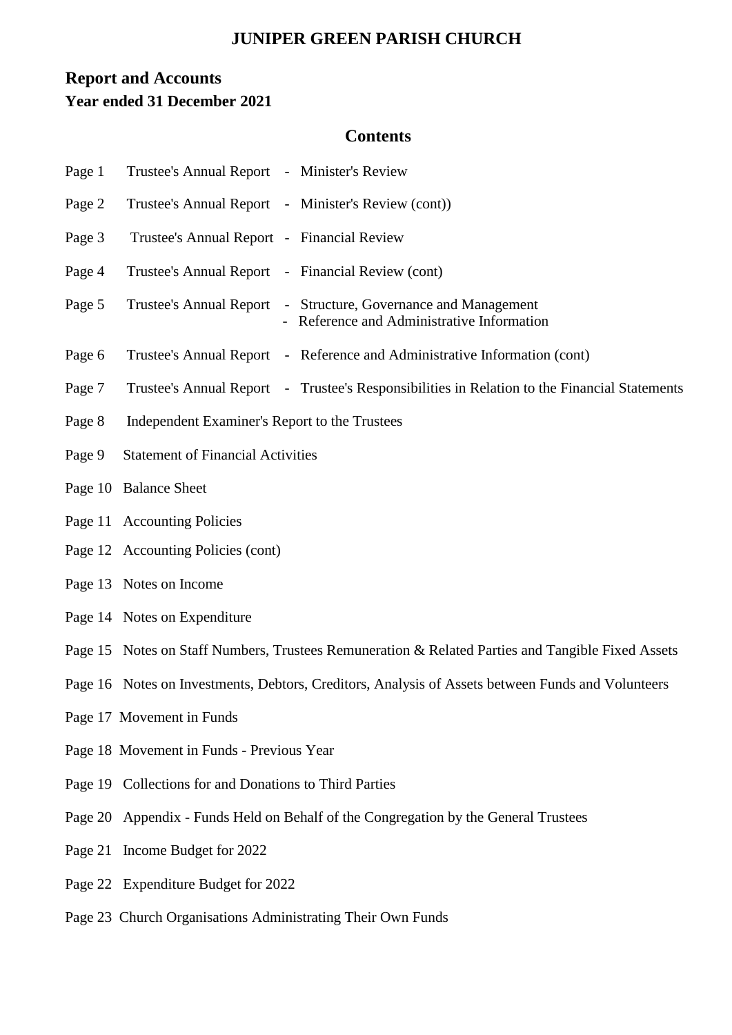# JUNIPER GREEN PARISH CHURCH

## Report and Accounts
### Year ended 31 December 2021

## Contents

| | |
|---|---|
| Page 1 | Trustee's Annual Report - Minister's Review |
| Page 2 | Trustee's Annual Report - Minister's Review (cont)) |
| Page 3 | Trustee's Annual Report - Financial Review |
| Page 4 | Trustee's Annual Report - Financial Review (cont) |
| Page 5 | Trustee's Annual Report - Structure, Governance and Management<br>- Reference and Administrative Information |
| Page 6 | Trustee's Annual Report - Reference and Administrative Information (cont) |
| Page 7 | Trustee's Annual Report - Trustee's Responsibilities in Relation to the Financial Statements |
| Page 8 | Independent Examiner's Report to the Trustees |
| Page 9 | Statement of Financial Activities |
| Page 10 | Balance Sheet |
| Page 11 | Accounting Policies |
| Page 12 | Accounting Policies (cont) |
| Page 13 | Notes on Income |
| Page 14 | Notes on Expenditure |
| Page 15 | Notes on Staff Numbers, Trustees Remuneration & Related Parties and Tangible Fixed Assets |
| Page 16 | Notes on Investments, Debtors, Creditors, Analysis of Assets between Funds and Volunteers |
| Page 17 | Movement in Funds |
| Page 18 | Movement in Funds - Previous Year |
| Page 19 | Collections for and Donations to Third Parties |
| Page 20 | Appendix - Funds Held on Behalf of the Congregation by the General Trustees |
| Page 21 | Income Budget for 2022 |
| Page 22 | Expenditure Budget for 2022 |
| Page 23 | Church Organisations Administrating Their Own Funds |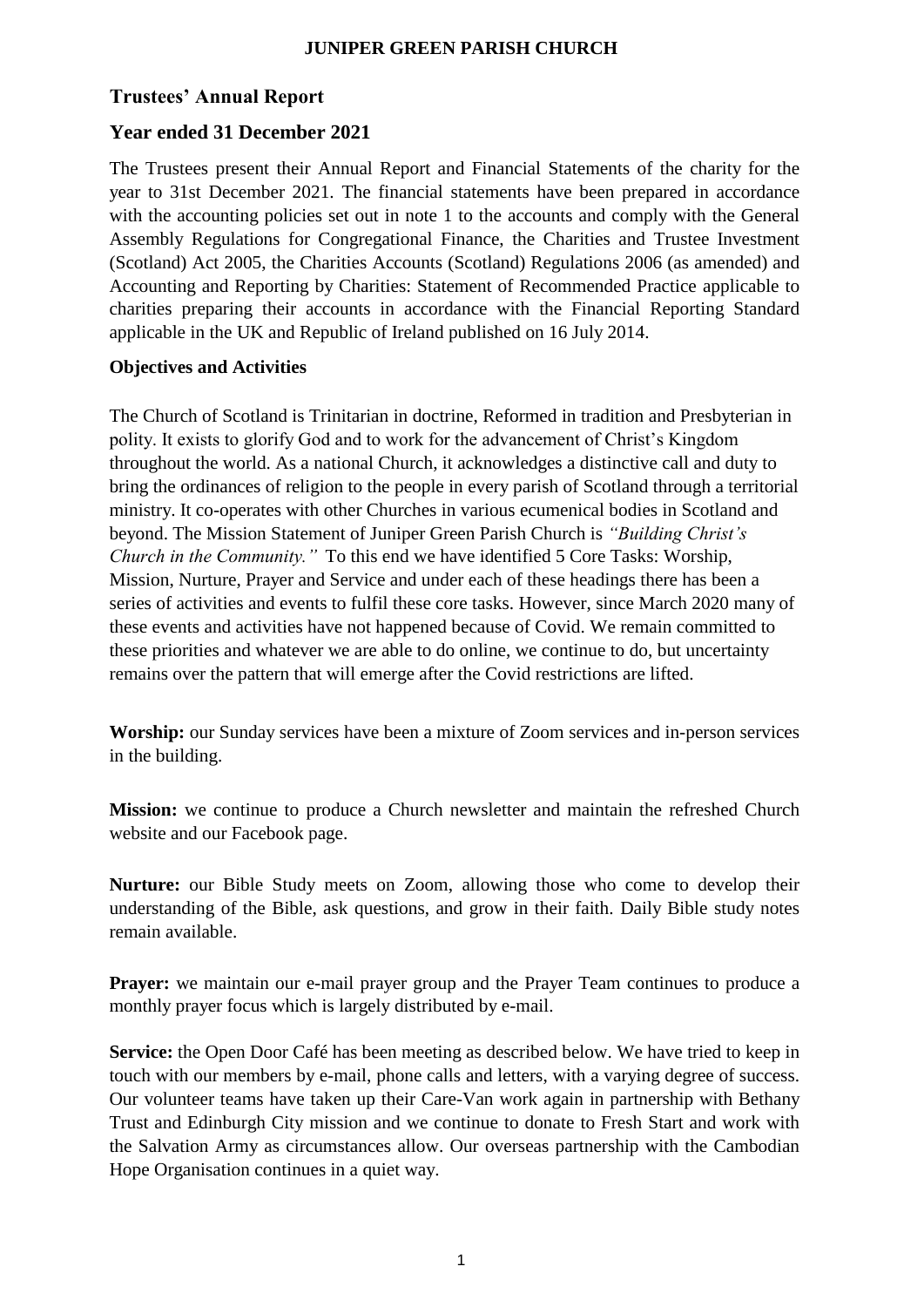# JUNIPER GREEN PARISH CHURCH

## Trustees' Annual Report

## Year ended 31 December 2021

The Trustees present their Annual Report and Financial Statements of the charity for the year to 31st December 2021. The financial statements have been prepared in accordance with the accounting policies set out in note 1 to the accounts and comply with the General Assembly Regulations for Congregational Finance, the Charities and Trustee Investment (Scotland) Act 2005, the Charities Accounts (Scotland) Regulations 2006 (as amended) and Accounting and Reporting by Charities: Statement of Recommended Practice applicable to charities preparing their accounts in accordance with the Financial Reporting Standard applicable in the UK and Republic of Ireland published on 16 July 2014.

### Objectives and Activities

The Church of Scotland is Trinitarian in doctrine, Reformed in tradition and Presbyterian in polity. It exists to glorify God and to work for the advancement of Christ's Kingdom throughout the world. As a national Church, it acknowledges a distinctive call and duty to bring the ordinances of religion to the people in every parish of Scotland through a territorial ministry. It co-operates with other Churches in various ecumenical bodies in Scotland and beyond. The Mission Statement of Juniper Green Parish Church is *"Building Christ's Church in the Community."* To this end we have identified 5 Core Tasks: Worship, Mission, Nurture, Prayer and Service and under each of these headings there has been a series of activities and events to fulfil these core tasks. However, since March 2020 many of these events and activities have not happened because of Covid. We remain committed to these priorities and whatever we are able to do online, we continue to do, but uncertainty remains over the pattern that will emerge after the Covid restrictions are lifted.

**Worship:** our Sunday services have been a mixture of Zoom services and in-person services in the building.

**Mission:** we continue to produce a Church newsletter and maintain the refreshed Church website and our Facebook page.

**Nurture:** our Bible Study meets on Zoom, allowing those who come to develop their understanding of the Bible, ask questions, and grow in their faith. Daily Bible study notes remain available.

**Prayer:** we maintain our e-mail prayer group and the Prayer Team continues to produce a monthly prayer focus which is largely distributed by e-mail.

**Service:** the Open Door Café has been meeting as described below. We have tried to keep in touch with our members by e-mail, phone calls and letters, with a varying degree of success. Our volunteer teams have taken up their Care-Van work again in partnership with Bethany Trust and Edinburgh City mission and we continue to donate to Fresh Start and work with the Salvation Army as circumstances allow. Our overseas partnership with the Cambodian Hope Organisation continues in a quiet way.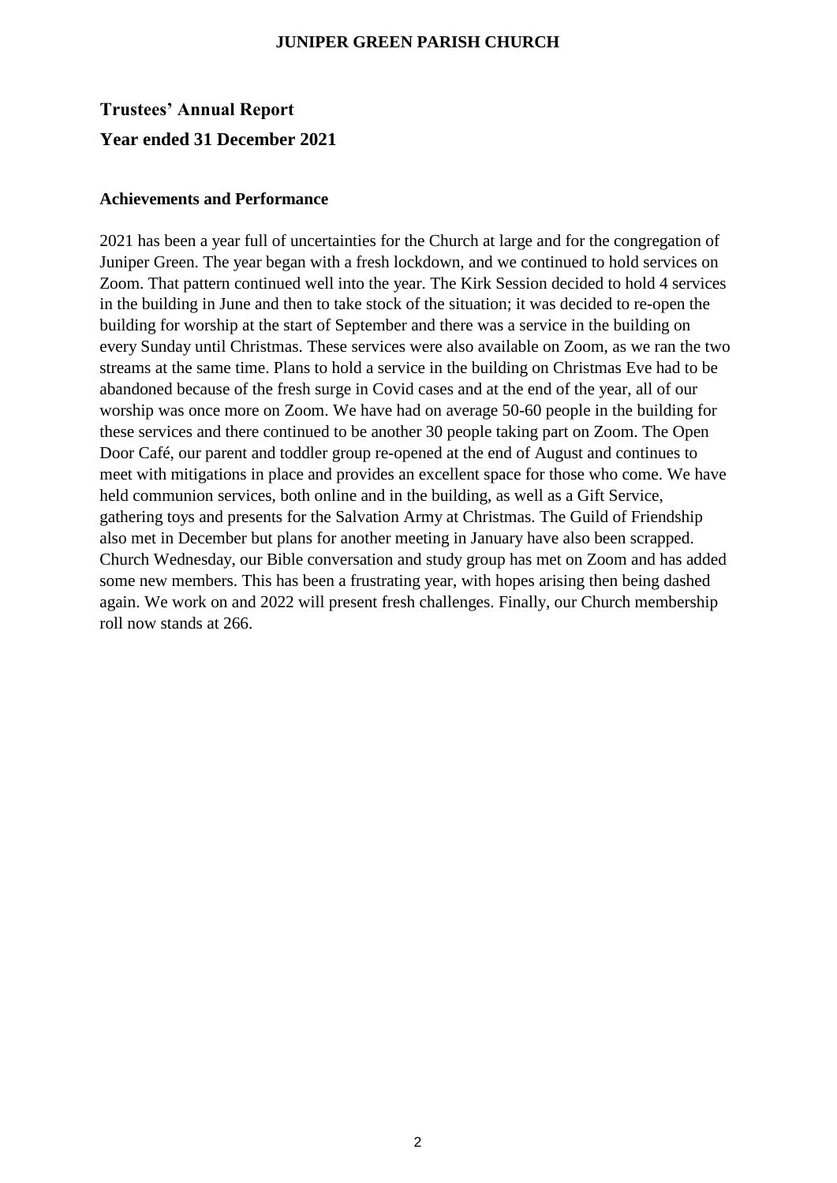## Trustees' Annual Report

## Year ended 31 December 2021

### Achievements and Performance

2021 has been a year full of uncertainties for the Church at large and for the congregation of Juniper Green. The year began with a fresh lockdown, and we continued to hold services on Zoom. That pattern continued well into the year. The Kirk Session decided to hold 4 services in the building in June and then to take stock of the situation; it was decided to re-open the building for worship at the start of September and there was a service in the building on every Sunday until Christmas. These services were also available on Zoom, as we ran the two streams at the same time. Plans to hold a service in the building on Christmas Eve had to be abandoned because of the fresh surge in Covid cases and at the end of the year, all of our worship was once more on Zoom. We have had on average 50-60 people in the building for these services and there continued to be another 30 people taking part on Zoom. The Open Door Café, our parent and toddler group re-opened at the end of August and continues to meet with mitigations in place and provides an excellent space for those who come. We have held communion services, both online and in the building, as well as a Gift Service, gathering toys and presents for the Salvation Army at Christmas. The Guild of Friendship also met in December but plans for another meeting in January have also been scrapped. Church Wednesday, our Bible conversation and study group has met on Zoom and has added some new members. This has been a frustrating year, with hopes arising then being dashed again. We work on and 2022 will present fresh challenges. Finally, our Church membership roll now stands at 266.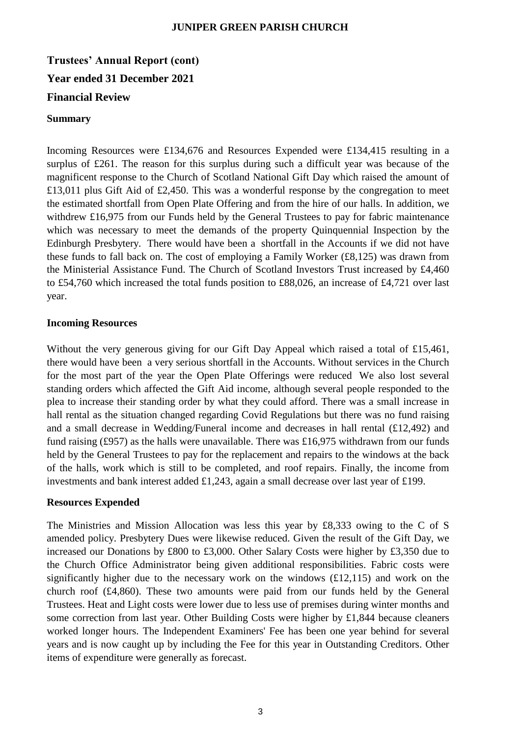**JUNIPER GREEN PARISH CHURCH**

# Trustees' Annual Report (cont)

## Year ended 31 December 2021

## Financial Review

### Summary

Incoming Resources were £134,676 and Resources Expended were £134,415 resulting in a surplus of £261. The reason for this surplus during such a difficult year was because of the magnificent response to the Church of Scotland National Gift Day which raised the amount of £13,011 plus Gift Aid of £2,450. This was a wonderful response by the congregation to meet the estimated shortfall from Open Plate Offering and from the hire of our halls. In addition, we withdrew £16,975 from our Funds held by the General Trustees to pay for fabric maintenance which was necessary to meet the demands of the property Quinquennial Inspection by the Edinburgh Presbytery. There would have been a shortfall in the Accounts if we did not have these funds to fall back on. The cost of employing a Family Worker (£8,125) was drawn from the Ministerial Assistance Fund. The Church of Scotland Investors Trust increased by £4,460 to £54,760 which increased the total funds position to £88,026, an increase of £4,721 over last year.

### Incoming Resources

Without the very generous giving for our Gift Day Appeal which raised a total of £15,461, there would have been a very serious shortfall in the Accounts. Without services in the Church for the most part of the year the Open Plate Offerings were reduced We also lost several standing orders which affected the Gift Aid income, although several people responded to the plea to increase their standing order by what they could afford. There was a small increase in hall rental as the situation changed regarding Covid Regulations but there was no fund raising and a small decrease in Wedding/Funeral income and decreases in hall rental (£12,492) and fund raising (£957) as the halls were unavailable. There was £16,975 withdrawn from our funds held by the General Trustees to pay for the replacement and repairs to the windows at the back of the halls, work which is still to be completed, and roof repairs. Finally, the income from investments and bank interest added £1,243, again a small decrease over last year of £199.

### Resources Expended

The Ministries and Mission Allocation was less this year by £8,333 owing to the C of S amended policy. Presbytery Dues were likewise reduced. Given the result of the Gift Day, we increased our Donations by £800 to £3,000. Other Salary Costs were higher by £3,350 due to the Church Office Administrator being given additional responsibilities. Fabric costs were significantly higher due to the necessary work on the windows (£12,115) and work on the church roof (£4,860). These two amounts were paid from our funds held by the General Trustees. Heat and Light costs were lower due to less use of premises during winter months and some correction from last year. Other Building Costs were higher by £1,844 because cleaners worked longer hours. The Independent Examiners' Fee has been one year behind for several years and is now caught up by including the Fee for this year in Outstanding Creditors. Other items of expenditure were generally as forecast.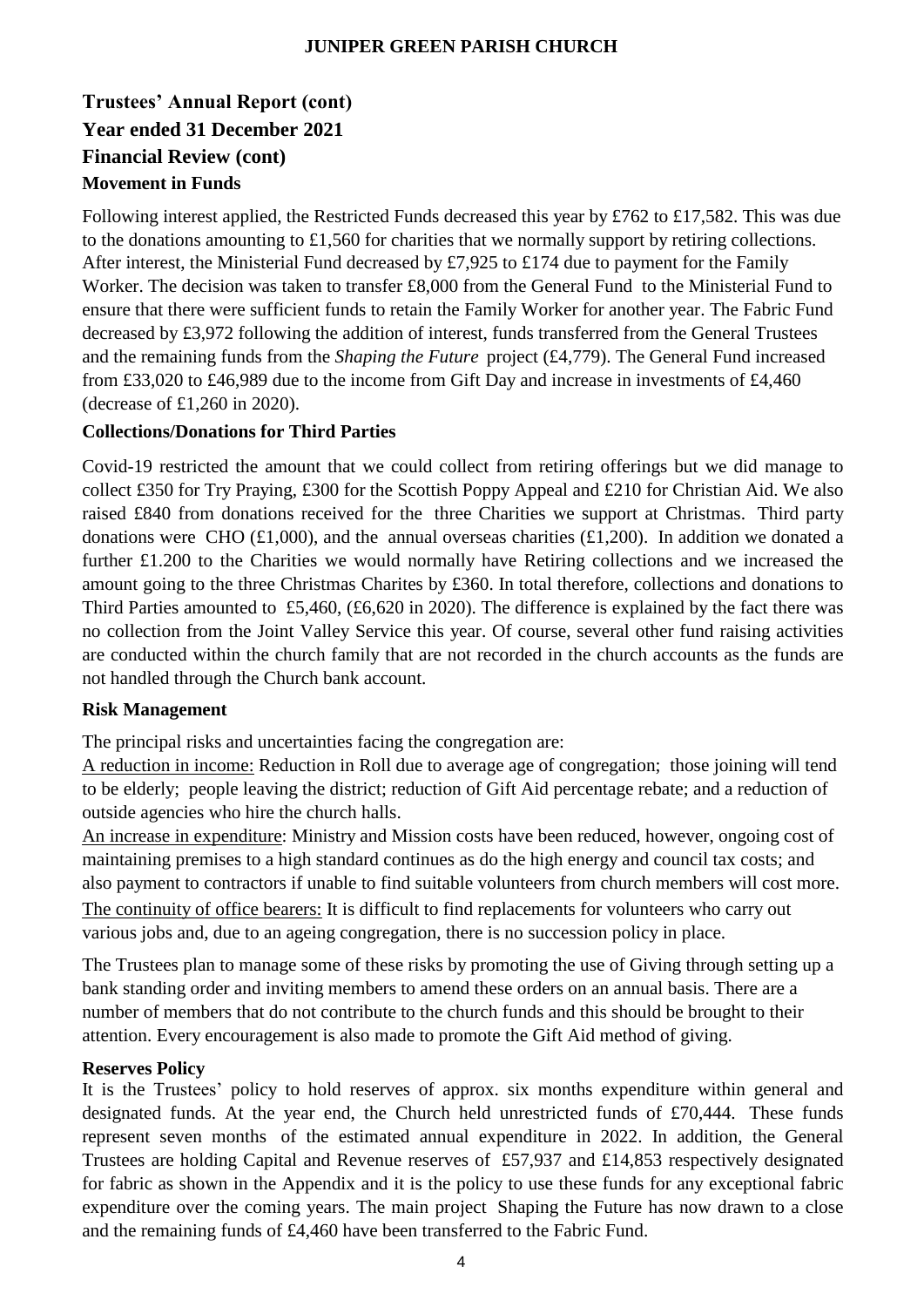**Trustees' Annual Report (cont)**
**Year ended 31 December 2021**
**Financial Review (cont)**

### Movement in Funds

Following interest applied, the Restricted Funds decreased this year by £762 to £17,582. This was due to the donations amounting to £1,560 for charities that we normally support by retiring collections. After interest, the Ministerial Fund decreased by £7,925 to £174 due to payment for the Family Worker. The decision was taken to transfer £8,000 from the General Fund to the Ministerial Fund to ensure that there were sufficient funds to retain the Family Worker for another year. The Fabric Fund decreased by £3,972 following the addition of interest, funds transferred from the General Trustees and the remaining funds from the *Shaping the Future* project (£4,779). The General Fund increased from £33,020 to £46,989 due to the income from Gift Day and increase in investments of £4,460 (decrease of £1,260 in 2020).

### Collections/Donations for Third Parties

Covid-19 restricted the amount that we could collect from retiring offerings but we did manage to collect £350 for Try Praying, £300 for the Scottish Poppy Appeal and £210 for Christian Aid. We also raised £840 from donations received for the three Charities we support at Christmas. Third party donations were CHO (£1,000), and the annual overseas charities (£1,200). In addition we donated a further £1.200 to the Charities we would normally have Retiring collections and we increased the amount going to the three Christmas Charites by £360. In total therefore, collections and donations to Third Parties amounted to £5,460, (£6,620 in 2020). The difference is explained by the fact there was no collection from the Joint Valley Service this year. Of course, several other fund raising activities are conducted within the church family that are not recorded in the church accounts as the funds are not handled through the Church bank account.

### Risk Management

The principal risks and uncertainties facing the congregation are:

A reduction in income: Reduction in Roll due to average age of congregation; those joining will tend to be elderly; people leaving the district; reduction of Gift Aid percentage rebate; and a reduction of outside agencies who hire the church halls.

An increase in expenditure: Ministry and Mission costs have been reduced, however, ongoing cost of maintaining premises to a high standard continues as do the high energy and council tax costs; and also payment to contractors if unable to find suitable volunteers from church members will cost more.

The continuity of office bearers: It is difficult to find replacements for volunteers who carry out various jobs and, due to an ageing congregation, there is no succession policy in place.

The Trustees plan to manage some of these risks by promoting the use of Giving through setting up a bank standing order and inviting members to amend these orders on an annual basis. There are a number of members that do not contribute to the church funds and this should be brought to their attention. Every encouragement is also made to promote the Gift Aid method of giving.

### Reserves Policy

It is the Trustees' policy to hold reserves of approx. six months expenditure within general and designated funds. At the year end, the Church held unrestricted funds of £70,444. These funds represent seven months of the estimated annual expenditure in 2022. In addition, the General Trustees are holding Capital and Revenue reserves of £57,937 and £14,853 respectively designated for fabric as shown in the Appendix and it is the policy to use these funds for any exceptional fabric expenditure over the coming years. The main project Shaping the Future has now drawn to a close and the remaining funds of £4,460 have been transferred to the Fabric Fund.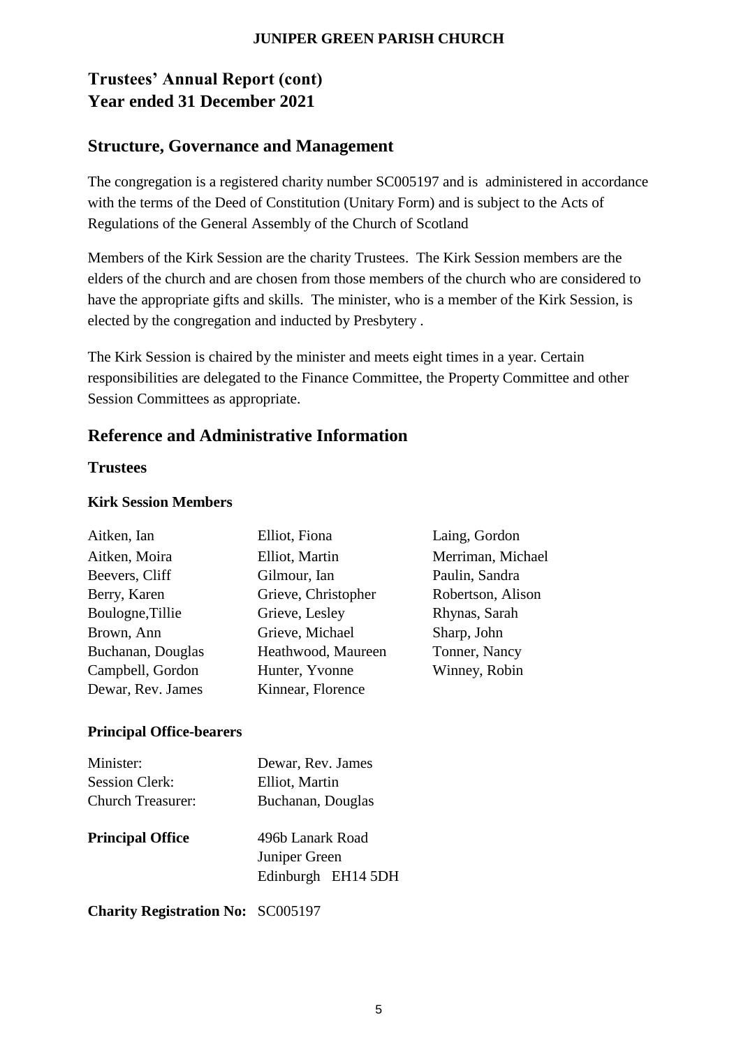# Trustees' Annual Report (cont)
# Year ended 31 December 2021

## Structure, Governance and Management

The congregation is a registered charity number SC005197 and is administered in accordance with the terms of the Deed of Constitution (Unitary Form) and is subject to the Acts of Regulations of the General Assembly of the Church of Scotland

Members of the Kirk Session are the charity Trustees. The Kirk Session members are the elders of the church and are chosen from those members of the church who are considered to have the appropriate gifts and skills. The minister, who is a member of the Kirk Session, is elected by the congregation and inducted by Presbytery .

The Kirk Session is chaired by the minister and meets eight times in a year. Certain responsibilities are delegated to the Finance Committee, the Property Committee and other Session Committees as appropriate.

## Reference and Administrative Information

### Trustees

#### Kirk Session Members

Aitken, Ian
Aitken, Moira
Beevers, Cliff
Berry, Karen
Boulogne,Tillie
Brown, Ann
Buchanan, Douglas
Campbell, Gordon
Dewar, Rev. James
Elliot, Fiona
Elliot, Martin
Gilmour, Ian
Grieve, Christopher
Grieve, Lesley
Grieve, Michael
Heathwood, Maureen
Hunter, Yvonne
Kinnear, Florence
Laing, Gordon
Merriman, Michael
Paulin, Sandra
Robertson, Alison
Rhynas, Sarah
Sharp, John
Tonner, Nancy
Winney, Robin

#### Principal Office-bearers

| | |
|---|---|
| Minister: | Dewar, Rev. James |
| Session Clerk: | Elliot, Martin |
| Church Treasurer: | Buchanan, Douglas |

**Principal Office** 496b Lanark Road
Juniper Green
Edinburgh EH14 5DH

**Charity Registration No:** SC005197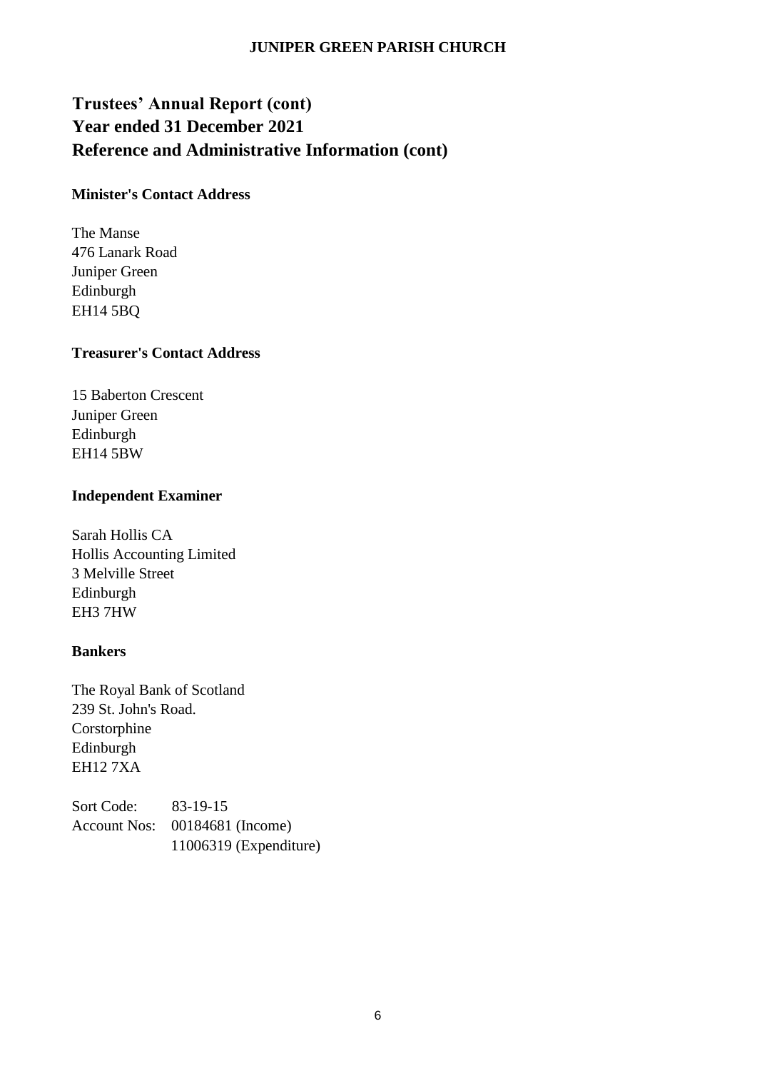# Trustees' Annual Report (cont)
# Year ended 31 December 2021
# Reference and Administrative Information (cont)

### Minister's Contact Address

The Manse
476 Lanark Road
Juniper Green
Edinburgh
EH14 5BQ

### Treasurer's Contact Address

15 Baberton Crescent
Juniper Green
Edinburgh
EH14 5BW

### Independent Examiner

Sarah Hollis CA
Hollis Accounting Limited
3 Melville Street
Edinburgh
EH3 7HW

### Bankers

The Royal Bank of Scotland
239 St. John's Road.
Corstorphine
Edinburgh
EH12 7XA

| | |
|---|---|
| Sort Code: | 83-19-15 |
| Account Nos: | 00184681 (Income) |
| | 11006319 (Expenditure) |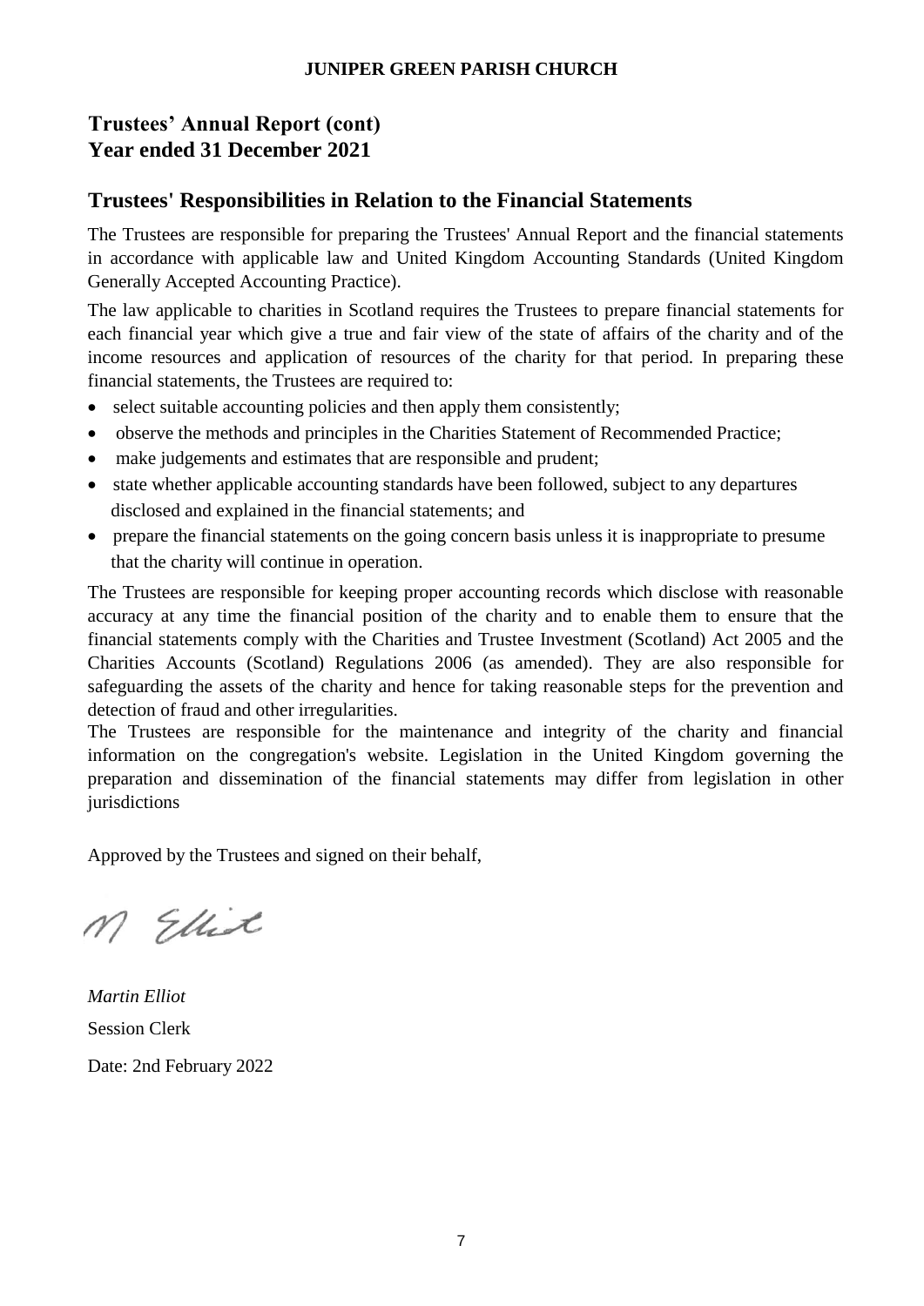**JUNIPER GREEN PARISH CHURCH**

## Trustees' Annual Report (cont)
## Year ended 31 December 2021

## Trustees' Responsibilities in Relation to the Financial Statements

The Trustees are responsible for preparing the Trustees' Annual Report and the financial statements in accordance with applicable law and United Kingdom Accounting Standards (United Kingdom Generally Accepted Accounting Practice).

The law applicable to charities in Scotland requires the Trustees to prepare financial statements for each financial year which give a true and fair view of the state of affairs of the charity and of the income resources and application of resources of the charity for that period. In preparing these financial statements, the Trustees are required to:

- select suitable accounting policies and then apply them consistently;
- observe the methods and principles in the Charities Statement of Recommended Practice;
- make judgements and estimates that are responsible and prudent;
- state whether applicable accounting standards have been followed, subject to any departures disclosed and explained in the financial statements; and
- prepare the financial statements on the going concern basis unless it is inappropriate to presume that the charity will continue in operation.

The Trustees are responsible for keeping proper accounting records which disclose with reasonable accuracy at any time the financial position of the charity and to enable them to ensure that the financial statements comply with the Charities and Trustee Investment (Scotland) Act 2005 and the Charities Accounts (Scotland) Regulations 2006 (as amended). They are also responsible for safeguarding the assets of the charity and hence for taking reasonable steps for the prevention and detection of fraud and other irregularities.

The Trustees are responsible for the maintenance and integrity of the charity and financial information on the congregation's website. Legislation in the United Kingdom governing the preparation and dissemination of the financial statements may differ from legislation in other jurisdictions

Approved by the Trustees and signed on their behalf,

M Elliot

*Martin Elliot*

Session Clerk

Date: 2nd February 2022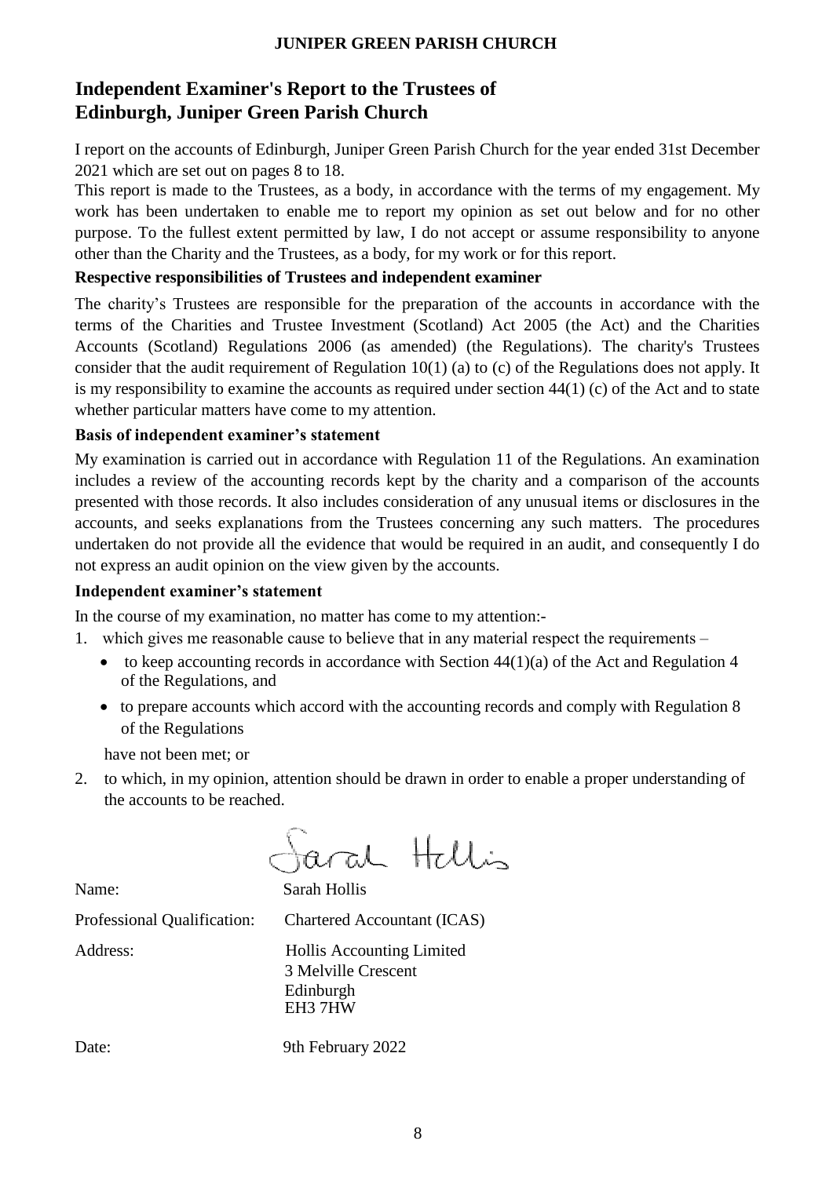## Independent Examiner's Report to the Trustees of Edinburgh, Juniper Green Parish Church

I report on the accounts of Edinburgh, Juniper Green Parish Church for the year ended 31st December 2021 which are set out on pages 8 to 18.

This report is made to the Trustees, as a body, in accordance with the terms of my engagement. My work has been undertaken to enable me to report my opinion as set out below and for no other purpose. To the fullest extent permitted by law, I do not accept or assume responsibility to anyone other than the Charity and the Trustees, as a body, for my work or for this report.

**Respective responsibilities of Trustees and independent examiner**

The charity's Trustees are responsible for the preparation of the accounts in accordance with the terms of the Charities and Trustee Investment (Scotland) Act 2005 (the Act) and the Charities Accounts (Scotland) Regulations 2006 (as amended) (the Regulations). The charity's Trustees consider that the audit requirement of Regulation 10(1) (a) to (c) of the Regulations does not apply. It is my responsibility to examine the accounts as required under section 44(1) (c) of the Act and to state whether particular matters have come to my attention.

**Basis of independent examiner's statement**

My examination is carried out in accordance with Regulation 11 of the Regulations. An examination includes a review of the accounting records kept by the charity and a comparison of the accounts presented with those records. It also includes consideration of any unusual items or disclosures in the accounts, and seeks explanations from the Trustees concerning any such matters. The procedures undertaken do not provide all the evidence that would be required in an audit, and consequently I do not express an audit opinion on the view given by the accounts.

**Independent examiner's statement**

In the course of my examination, no matter has come to my attention:-

1. which gives me reasonable cause to believe that in any material respect the requirements –
   - to keep accounting records in accordance with Section 44(1)(a) of the Act and Regulation 4 of the Regulations, and
   - to prepare accounts which accord with the accounting records and comply with Regulation 8 of the Regulations

   have not been met; or

2. to which, in my opinion, attention should be drawn in order to enable a proper understanding of the accounts to be reached.

Sarah Hollis

Name: Sarah Hollis

Professional Qualification: Chartered Accountant (ICAS)

Address: Hollis Accounting Limited
3 Melville Crescent
Edinburgh
EH3 7HW

Date: 9th February 2022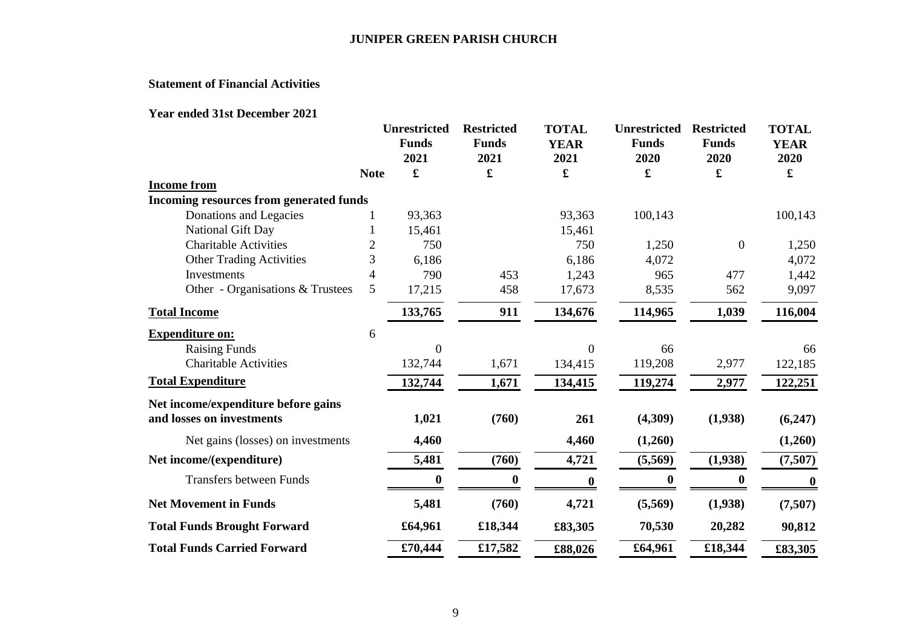# JUNIPER GREEN PARISH CHURCH

## Statement of Financial Activities

### Year ended 31st December 2021

| | Note | Unrestricted Funds 2021 £ | Restricted Funds 2021 £ | TOTAL YEAR 2021 £ | Unrestricted Funds 2020 £ | Restricted Funds 2020 £ | TOTAL YEAR 2020 £ |
|---|---|---|---|---|---|---|---|
| **Income from** | | | | | | | |
| **Incoming resources from generated funds** | | | | | | | |
| Donations and Legacies | 1 | 93,363 | | 93,363 | 100,143 | | 100,143 |
| National Gift Day | 1 | 15,461 | | 15,461 | | | |
| Charitable Activities | 2 | 750 | | 750 | 1,250 | 0 | 1,250 |
| Other Trading Activities | 3 | 6,186 | | 6,186 | 4,072 | | 4,072 |
| Investments | 4 | 790 | 453 | 1,243 | 965 | 477 | 1,442 |
| Other - Organisations & Trustees | 5 | 17,215 | 458 | 17,673 | 8,535 | 562 | 9,097 |
| **Total Income** | | **133,765** | **911** | **134,676** | **114,965** | **1,039** | **116,004** |
| **Expenditure on:** | 6 | | | | | | |
| Raising Funds | | 0 | | 0 | 66 | | 66 |
| Charitable Activities | | 132,744 | 1,671 | 134,415 | 119,208 | 2,977 | 122,185 |
| **Total Expenditure** | | **132,744** | **1,671** | **134,415** | **119,274** | **2,977** | **122,251** |
| **Net income/expenditure before gains and losses on investments** | | **1,021** | **(760)** | **261** | **(4,309)** | **(1,938)** | **(6,247)** |
| Net gains (losses) on investments | | **4,460** | | **4,460** | **(1,260)** | | **(1,260)** |
| **Net income/(expenditure)** | | **5,481** | **(760)** | **4,721** | **(5,569)** | **(1,938)** | **(7,507)** |
| Transfers between Funds | | **0** | **0** | **0** | **0** | **0** | **0** |
| **Net Movement in Funds** | | **5,481** | **(760)** | **4,721** | **(5,569)** | **(1,938)** | **(7,507)** |
| **Total Funds Brought Forward** | | **£64,961** | **£18,344** | **£83,305** | **70,530** | **20,282** | **90,812** |
| **Total Funds Carried Forward** | | **£70,444** | **£17,582** | **£88,026** | **£64,961** | **£18,344** | **£83,305** |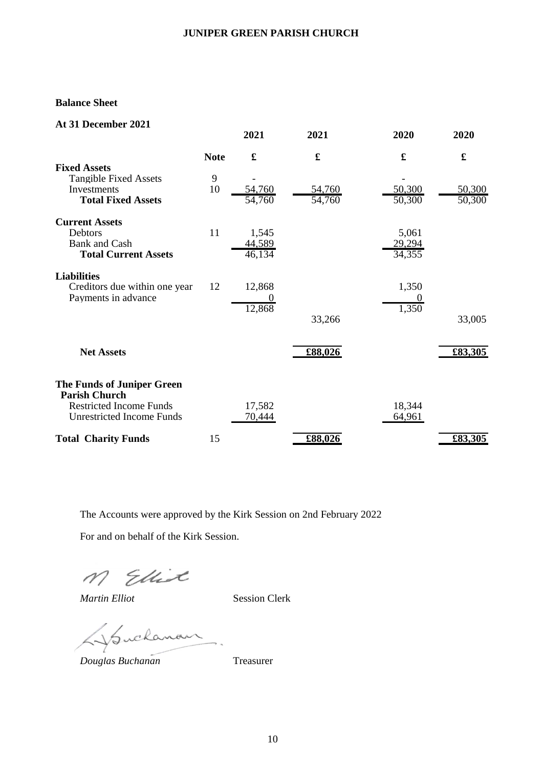## Balance Sheet

**At 31 December 2021**

| | Note | 2021<br>£ | 2021<br>£ | 2020<br>£ | 2020<br>£ |
|---|---|---|---|---|---|
| **Fixed Assets** | | | | | |
| Tangible Fixed Assets | 9 | - | | - | |
| Investments | 10 | 54,760 | 54,760 | 50,300 | 50,300 |
| **Total Fixed Assets** | | 54,760 | 54,760 | 50,300 | 50,300 |
| **Current Assets** | | | | | |
| Debtors | 11 | 1,545 | | 5,061 | |
| Bank and Cash | | 44,589 | | 29,294 | |
| **Total Current Assets** | | 46,134 | | 34,355 | |
| **Liabilities** | | | | | |
| Creditors due within one year | 12 | 12,868 | | 1,350 | |
| Payments in advance | | 0 | | 0 | |
| | | 12,868 | | 1,350 | |
| | | | 33,266 | | 33,005 |
| **Net Assets** | | | **£88,026** | | **£83,305** |
| **The Funds of Juniper Green Parish Church** | | | | | |
| Restricted Income Funds | | 17,582 | | 18,344 | |
| Unrestricted Income Funds | | 70,444 | | 64,961 | |
| **Total Charity Funds** | 15 | | **£88,026** | | **£83,305** |

The Accounts were approved by the Kirk Session on 2nd February 2022

For and on behalf of the Kirk Session.

*Martin Elliot* Session Clerk

*Douglas Buchanan* Treasurer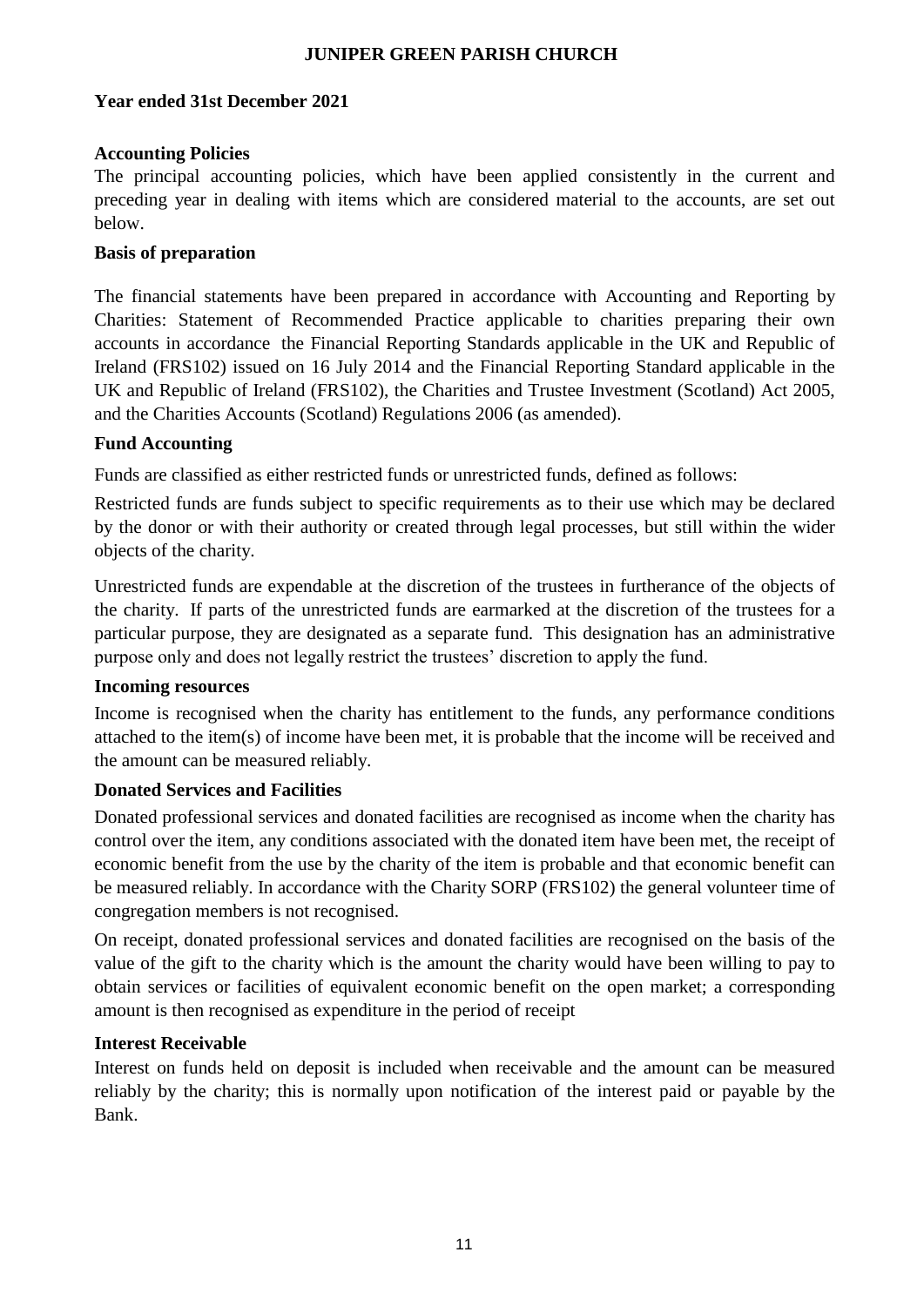# JUNIPER GREEN PARISH CHURCH

**Year ended 31st December 2021**

**Accounting Policies**

The principal accounting policies, which have been applied consistently in the current and preceding year in dealing with items which are considered material to the accounts, are set out below.

**Basis of preparation**

The financial statements have been prepared in accordance with Accounting and Reporting by Charities: Statement of Recommended Practice applicable to charities preparing their own accounts in accordance the Financial Reporting Standards applicable in the UK and Republic of Ireland (FRS102) issued on 16 July 2014 and the Financial Reporting Standard applicable in the UK and Republic of Ireland (FRS102), the Charities and Trustee Investment (Scotland) Act 2005, and the Charities Accounts (Scotland) Regulations 2006 (as amended).

**Fund Accounting**

Funds are classified as either restricted funds or unrestricted funds, defined as follows:

Restricted funds are funds subject to specific requirements as to their use which may be declared by the donor or with their authority or created through legal processes, but still within the wider objects of the charity.

Unrestricted funds are expendable at the discretion of the trustees in furtherance of the objects of the charity. If parts of the unrestricted funds are earmarked at the discretion of the trustees for a particular purpose, they are designated as a separate fund. This designation has an administrative purpose only and does not legally restrict the trustees' discretion to apply the fund.

**Incoming resources**

Income is recognised when the charity has entitlement to the funds, any performance conditions attached to the item(s) of income have been met, it is probable that the income will be received and the amount can be measured reliably.

**Donated Services and Facilities**

Donated professional services and donated facilities are recognised as income when the charity has control over the item, any conditions associated with the donated item have been met, the receipt of economic benefit from the use by the charity of the item is probable and that economic benefit can be measured reliably. In accordance with the Charity SORP (FRS102) the general volunteer time of congregation members is not recognised.

On receipt, donated professional services and donated facilities are recognised on the basis of the value of the gift to the charity which is the amount the charity would have been willing to pay to obtain services or facilities of equivalent economic benefit on the open market; a corresponding amount is then recognised as expenditure in the period of receipt

**Interest Receivable**

Interest on funds held on deposit is included when receivable and the amount can be measured reliably by the charity; this is normally upon notification of the interest paid or payable by the Bank.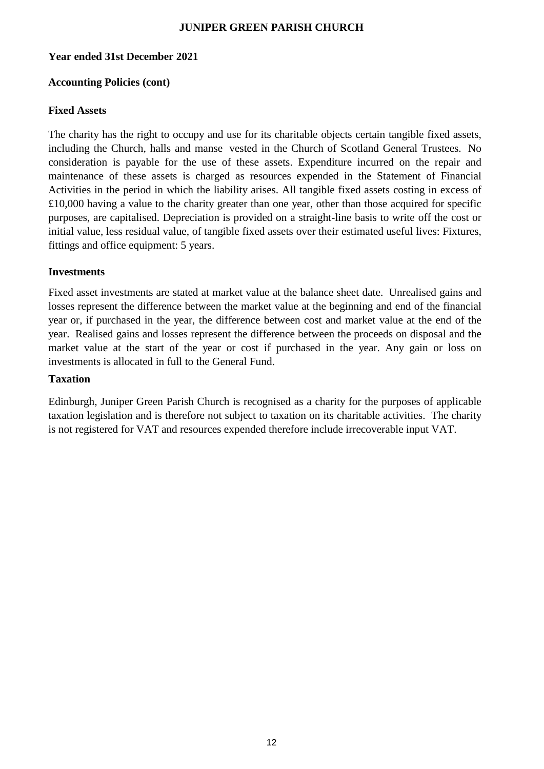**Year ended 31st December 2021**

**Accounting Policies (cont)**

**Fixed Assets**

The charity has the right to occupy and use for its charitable objects certain tangible fixed assets, including the Church, halls and manse vested in the Church of Scotland General Trustees. No consideration is payable for the use of these assets. Expenditure incurred on the repair and maintenance of these assets is charged as resources expended in the Statement of Financial Activities in the period in which the liability arises. All tangible fixed assets costing in excess of £10,000 having a value to the charity greater than one year, other than those acquired for specific purposes, are capitalised. Depreciation is provided on a straight-line basis to write off the cost or initial value, less residual value, of tangible fixed assets over their estimated useful lives: Fixtures, fittings and office equipment: 5 years.

**Investments**

Fixed asset investments are stated at market value at the balance sheet date. Unrealised gains and losses represent the difference between the market value at the beginning and end of the financial year or, if purchased in the year, the difference between cost and market value at the end of the year. Realised gains and losses represent the difference between the proceeds on disposal and the market value at the start of the year or cost if purchased in the year. Any gain or loss on investments is allocated in full to the General Fund.

**Taxation**

Edinburgh, Juniper Green Parish Church is recognised as a charity for the purposes of applicable taxation legislation and is therefore not subject to taxation on its charitable activities. The charity is not registered for VAT and resources expended therefore include irrecoverable input VAT.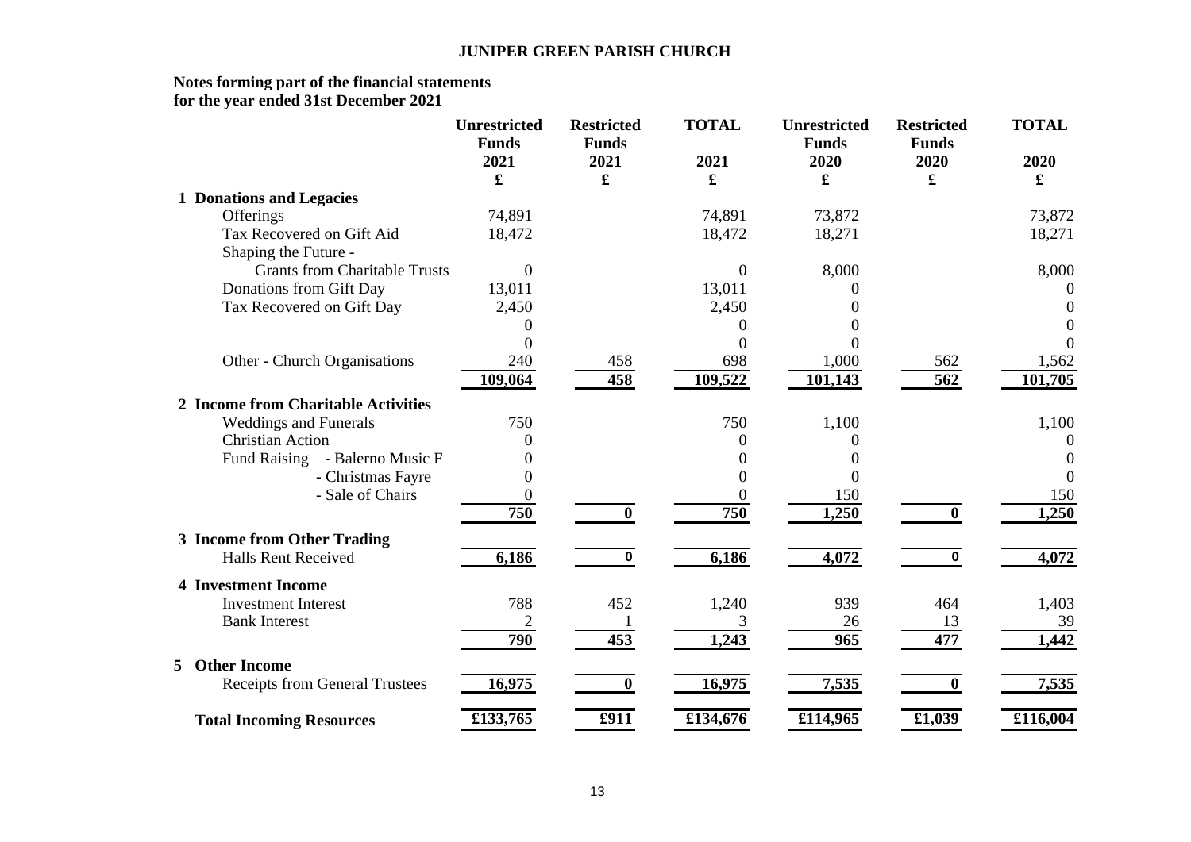**JUNIPER GREEN PARISH CHURCH**

**Notes forming part of the financial statements**
**for the year ended 31st December 2021**

| | Unrestricted Funds 2021 £ | Restricted Funds 2021 £ | TOTAL 2021 £ | Unrestricted Funds 2020 £ | Restricted Funds 2020 £ | TOTAL 2020 £ |
|---|---|---|---|---|---|---|
| **1 Donations and Legacies** | | | | | | |
| Offerings | 74,891 | | 74,891 | 73,872 | | 73,872 |
| Tax Recovered on Gift Aid | 18,472 | | 18,472 | 18,271 | | 18,271 |
| Shaping the Future - | | | | | | |
| Grants from Charitable Trusts | 0 | | 0 | 8,000 | | 8,000 |
| Donations from Gift Day | 13,011 | | 13,011 | 0 | | 0 |
| Tax Recovered on Gift Day | 2,450 | | 2,450 | 0 | | 0 |
| | 0 | | 0 | 0 | | 0 |
| | 0 | | 0 | 0 | | 0 |
| Other - Church Organisations | 240 | 458 | 698 | 1,000 | 562 | 1,562 |
| | **109,064** | **458** | **109,522** | **101,143** | **562** | **101,705** |
| **2 Income from Charitable Activities** | | | | | | |
| Weddings and Funerals | 750 | | 750 | 1,100 | | 1,100 |
| Christian Action | 0 | | 0 | 0 | | 0 |
| Fund Raising - Balerno Music F | 0 | | 0 | 0 | | 0 |
| - Christmas Fayre | 0 | | 0 | 0 | | 0 |
| - Sale of Chairs | 0 | | 0 | 150 | | 150 |
| | **750** | **0** | **750** | **1,250** | **0** | **1,250** |
| **3 Income from Other Trading** | | | | | | |
| Halls Rent Received | **6,186** | **0** | **6,186** | **4,072** | **0** | **4,072** |
| **4 Investment Income** | | | | | | |
| Investment Interest | 788 | 452 | 1,240 | 939 | 464 | 1,403 |
| Bank Interest | 2 | 1 | 3 | 26 | 13 | 39 |
| | **790** | **453** | **1,243** | **965** | **477** | **1,442** |
| **5 Other Income** | | | | | | |
| Receipts from General Trustees | **16,975** | **0** | **16,975** | **7,535** | **0** | **7,535** |
| **Total Incoming Resources** | **£133,765** | **£911** | **£134,676** | **£114,965** | **£1,039** | **£116,004** |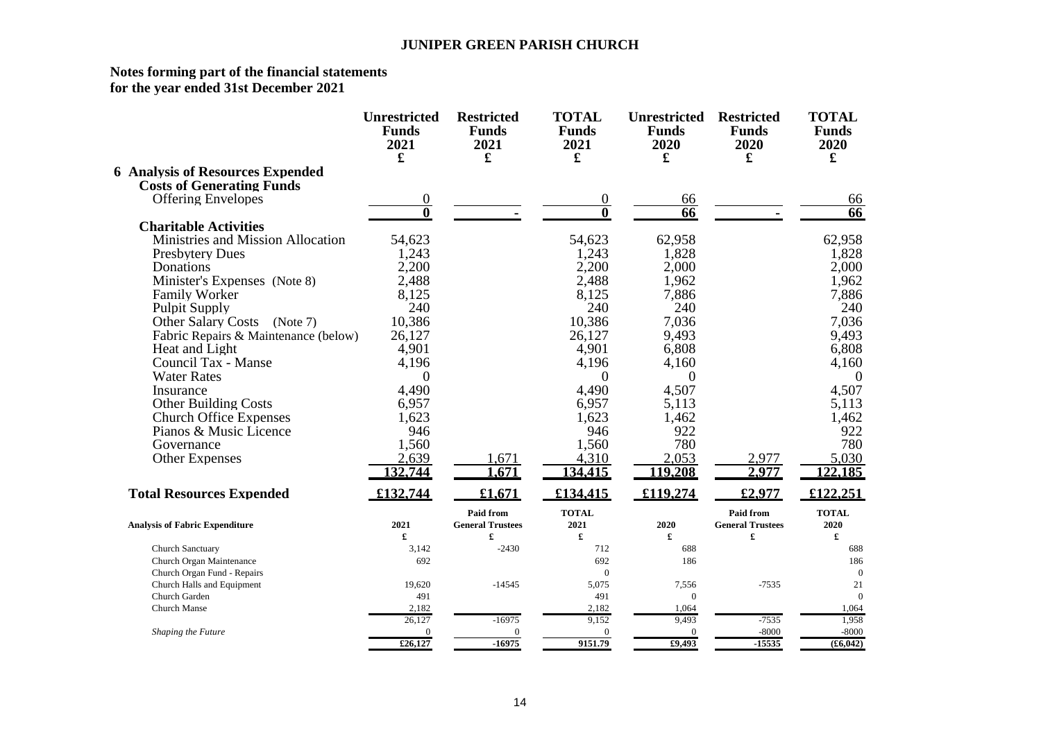# JUNIPER GREEN PARISH CHURCH

**Notes forming part of the financial statements**
**for the year ended 31st December 2021**

| | Unrestricted Funds 2021 £ | Restricted Funds 2021 £ | TOTAL Funds 2021 £ | Unrestricted Funds 2020 £ | Restricted Funds 2020 £ | TOTAL Funds 2020 £ |
|---|---|---|---|---|---|---|
| **6 Analysis of Resources Expended** | | | | | | |
| **Costs of Generating Funds** | | | | | | |
| Offering Envelopes | 0 | | 0 | 66 | | 66 |
| | **0** | **-** | **0** | **66** | **-** | **66** |
| **Charitable Activities** | | | | | | |
| Ministries and Mission Allocation | 54,623 | | 54,623 | 62,958 | | 62,958 |
| Presbytery Dues | 1,243 | | 1,243 | 1,828 | | 1,828 |
| Donations | 2,200 | | 2,200 | 2,000 | | 2,000 |
| Minister's Expenses (Note 8) | 2,488 | | 2,488 | 1,962 | | 1,962 |
| Family Worker | 8,125 | | 8,125 | 7,886 | | 7,886 |
| Pulpit Supply | 240 | | 240 | 240 | | 240 |
| Other Salary Costs (Note 7) | 10,386 | | 10,386 | 7,036 | | 7,036 |
| Fabric Repairs & Maintenance (below) | 26,127 | | 26,127 | 9,493 | | 9,493 |
| Heat and Light | 4,901 | | 4,901 | 6,808 | | 6,808 |
| Council Tax - Manse | 4,196 | | 4,196 | 4,160 | | 4,160 |
| Water Rates | 0 | | 0 | 0 | | 0 |
| Insurance | 4,490 | | 4,490 | 4,507 | | 4,507 |
| Other Building Costs | 6,957 | | 6,957 | 5,113 | | 5,113 |
| Church Office Expenses | 1,623 | | 1,623 | 1,462 | | 1,462 |
| Pianos & Music Licence | 946 | | 946 | 922 | | 922 |
| Governance | 1,560 | | 1,560 | 780 | | 780 |
| Other Expenses | 2,639 | 1,671 | 4,310 | 2,053 | 2,977 | 5,030 |
| | **132,744** | **1,671** | **134,415** | **119,208** | **2,977** | **122,185** |
| **Total Resources Expended** | **£132,744** | **£1,671** | **£134,415** | **£119,274** | **£2,977** | **£122,251** |

| Analysis of Fabric Expenditure | 2021 £ | Paid from General Trustees £ | TOTAL 2021 £ | 2020 £ | Paid from General Trustees £ | TOTAL 2020 £ |
|---|---|---|---|---|---|---|
| Church Sanctuary | 3,142 | -2430 | 712 | 688 | | 688 |
| Church Organ Maintenance | 692 | | 692 | 186 | | 186 |
| Church Organ Fund - Repairs | | | 0 | | | 0 |
| Church Halls and Equipment | 19,620 | -14545 | 5,075 | 7,556 | -7535 | 21 |
| Church Garden | 491 | | 491 | 0 | | 0 |
| Church Manse | 2,182 | | 2,182 | 1,064 | | 1,064 |
| | 26,127 | -16975 | 9,152 | 9,493 | -7535 | 1,958 |
| *Shaping the Future* | 0 | 0 | 0 | 0 | -8000 | -8000 |
| | **£26,127** | **-16975** | **9151.79** | **£9,493** | **-15535** | **(£6,042)** |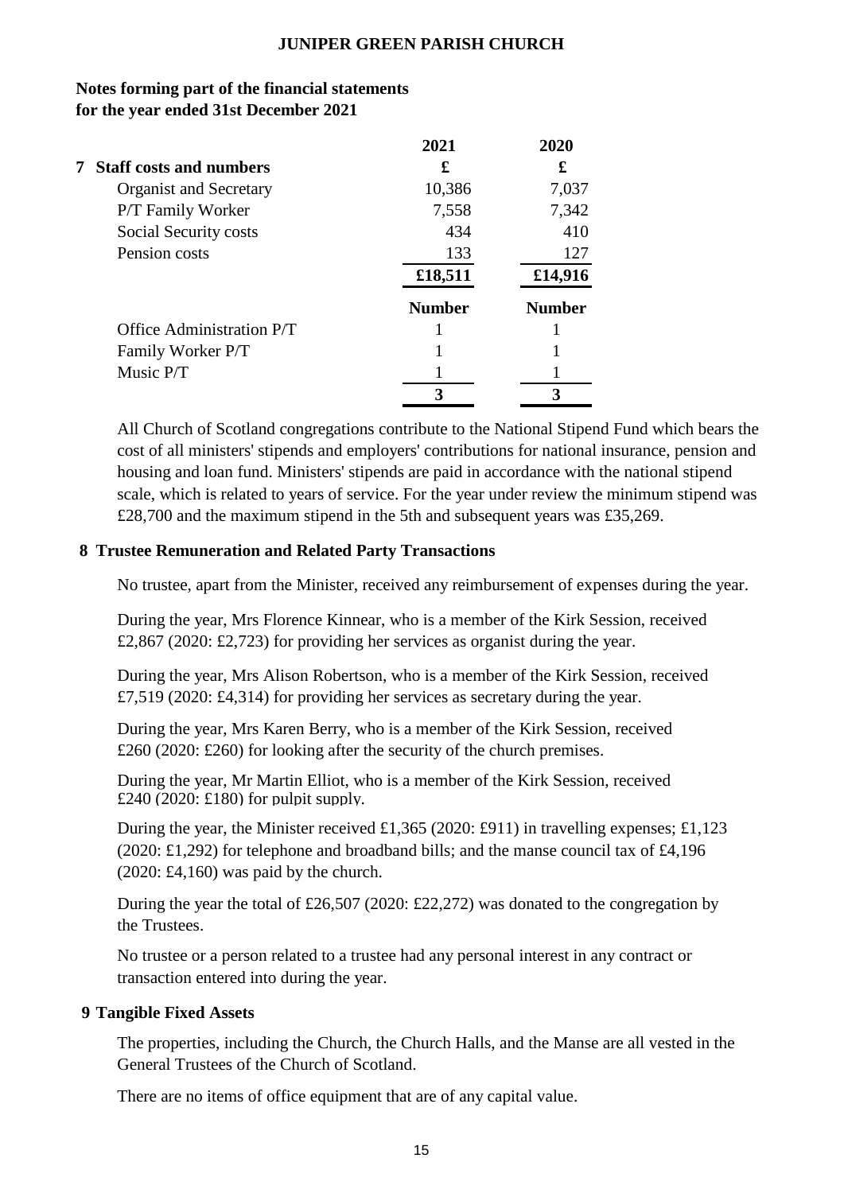## Notes forming part of the financial statements for the year ended 31st December 2021

### 7 Staff costs and numbers

| | 2021 | 2020 |
|---|---|---|
| | £ | £ |
| Organist and Secretary | 10,386 | 7,037 |
| P/T Family Worker | 7,558 | 7,342 |
| Social Security costs | 434 | 410 |
| Pension costs | 133 | 127 |
| | **£18,511** | **£14,916** |
| | **Number** | **Number** |
| Office Administration P/T | 1 | 1 |
| Family Worker P/T | 1 | 1 |
| Music P/T | 1 | 1 |
| | **3** | **3** |

All Church of Scotland congregations contribute to the National Stipend Fund which bears the cost of all ministers' stipends and employers' contributions for national insurance, pension and housing and loan fund. Ministers' stipends are paid in accordance with the national stipend scale, which is related to years of service. For the year under review the minimum stipend was £28,700 and the maximum stipend in the 5th and subsequent years was £35,269.

### 8 Trustee Remuneration and Related Party Transactions

No trustee, apart from the Minister, received any reimbursement of expenses during the year.

During the year, Mrs Florence Kinnear, who is a member of the Kirk Session, received £2,867 (2020: £2,723) for providing her services as organist during the year.

During the year, Mrs Alison Robertson, who is a member of the Kirk Session, received £7,519 (2020: £4,314) for providing her services as secretary during the year.

During the year, Mrs Karen Berry, who is a member of the Kirk Session, received £260 (2020: £260) for looking after the security of the church premises.

During the year, Mr Martin Elliot, who is a member of the Kirk Session, received £240 (2020: £180) for pulpit supply.

During the year, the Minister received £1,365 (2020: £911) in travelling expenses; £1,123 (2020: £1,292) for telephone and broadband bills; and the manse council tax of £4,196 (2020: £4,160) was paid by the church.

During the year the total of £26,507 (2020: £22,272) was donated to the congregation by the Trustees.

No trustee or a person related to a trustee had any personal interest in any contract or transaction entered into during the year.

### 9 Tangible Fixed Assets

The properties, including the Church, the Church Halls, and the Manse are all vested in the General Trustees of the Church of Scotland.

There are no items of office equipment that are of any capital value.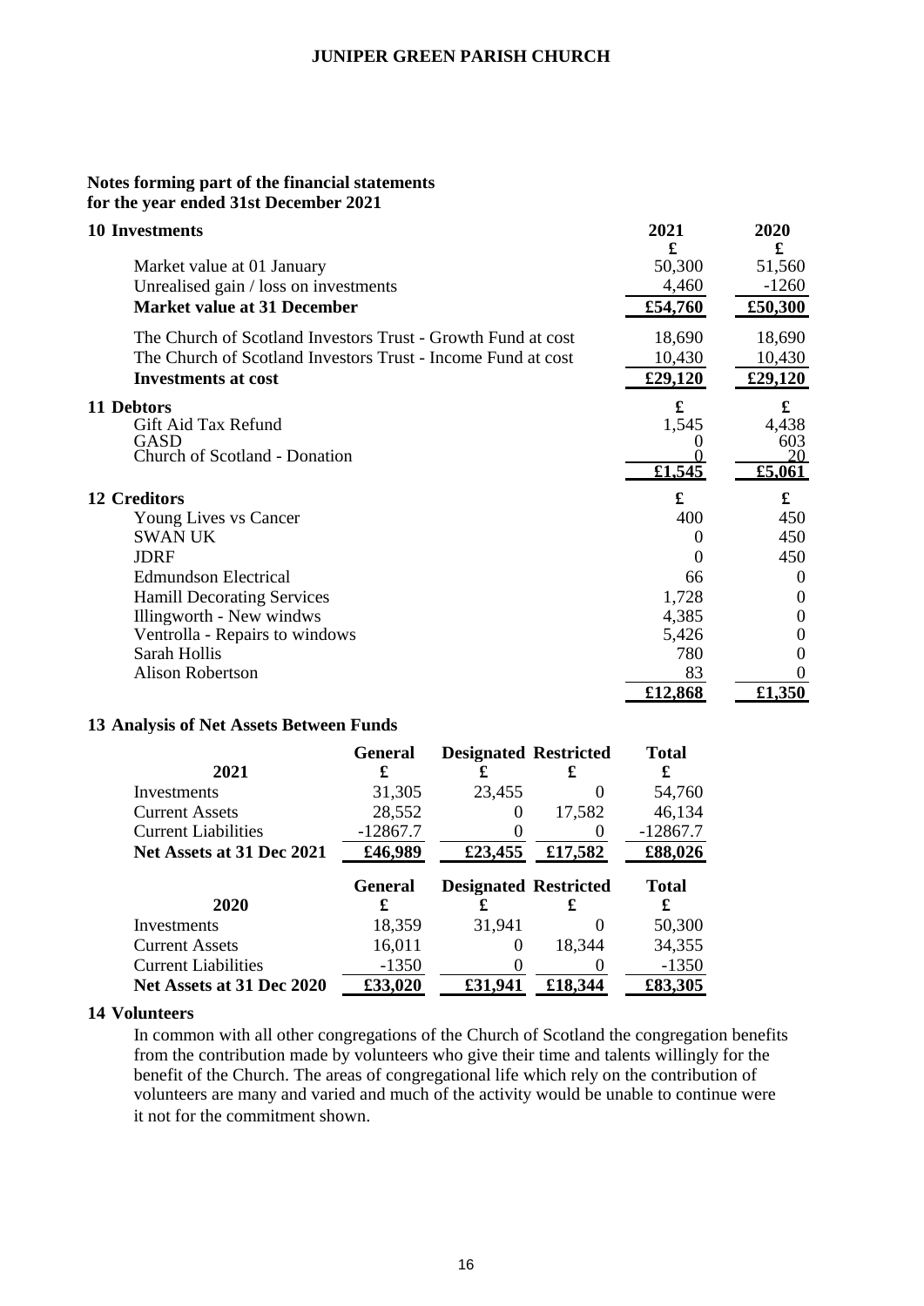**Notes forming part of the financial statements**
**for the year ended 31st December 2021**

**10 Investments**

| | 2021 | 2020 |
|---|---|---|
| | £ | £ |
| Market value at 01 January | 50,300 | 51,560 |
| Unrealised gain / loss on investments | 4,460 | -1260 |
| **Market value at 31 December** | **£54,760** | **£50,300** |
| The Church of Scotland Investors Trust - Growth Fund at cost | 18,690 | 18,690 |
| The Church of Scotland Investors Trust - Income Fund at cost | 10,430 | 10,430 |
| **Investments at cost** | **£29,120** | **£29,120** |

**11 Debtors**

| | £ | £ |
|---|---|---|
| Gift Aid Tax Refund | 1,545 | 4,438 |
| GASD | 0 | 603 |
| Church of Scotland - Donation | 0 | 20 |
| | **£1,545** | **£5,061** |

**12 Creditors**

| | £ | £ |
|---|---|---|
| Young Lives vs Cancer | 400 | 450 |
| SWAN UK | 0 | 450 |
| JDRF | 0 | 450 |
| Edmundson Electrical | 66 | 0 |
| Hamill Decorating Services | 1,728 | 0 |
| Illingworth - New windws | 4,385 | 0 |
| Ventrolla - Repairs to windows | 5,426 | 0 |
| Sarah Hollis | 780 | 0 |
| Alison Robertson | 83 | 0 |
| | **£12,868** | **£1,350** |

**13 Analysis of Net Assets Between Funds**

| 2021 | General £ | Designated £ | Restricted £ | Total £ |
|---|---|---|---|---|
| Investments | 31,305 | 23,455 | 0 | 54,760 |
| Current Assets | 28,552 | 0 | 17,582 | 46,134 |
| Current Liabilities | -12867.7 | 0 | 0 | -12867.7 |
| **Net Assets at 31 Dec 2021** | **£46,989** | **£23,455** | **£17,582** | **£88,026** |

| 2020 | General £ | Designated £ | Restricted £ | Total £ |
|---|---|---|---|---|
| Investments | 18,359 | 31,941 | 0 | 50,300 |
| Current Assets | 16,011 | 0 | 18,344 | 34,355 |
| Current Liabilities | -1350 | 0 | 0 | -1350 |
| **Net Assets at 31 Dec 2020** | **£33,020** | **£31,941** | **£18,344** | **£83,305** |

**14 Volunteers**

In common with all other congregations of the Church of Scotland the congregation benefits from the contribution made by volunteers who give their time and talents willingly for the benefit of the Church. The areas of congregational life which rely on the contribution of volunteers are many and varied and much of the activity would be unable to continue were it not for the commitment shown.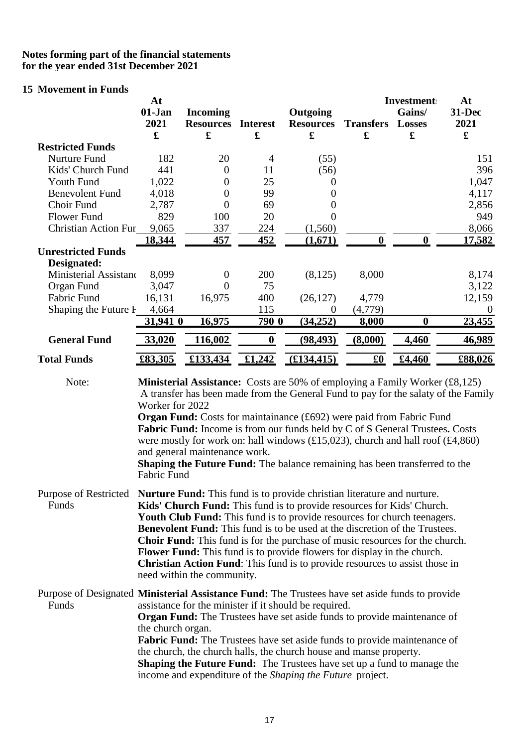**Notes forming part of the financial statements**
**for the year ended 31st December 2021**

## 15 Movement in Funds

| | At 01-Jan 2021 £ | Incoming Resources £ | Interest £ | Outgoing Resources £ | Transfers £ | Investments Gains/ Losses £ | At 31-Dec 2021 £ |
|---|---|---|---|---|---|---|---|
| **Restricted Funds** | | | | | | | |
| Nurture Fund | 182 | 20 | 4 | (55) | | | 151 |
| Kids' Church Fund | 441 | 0 | 11 | (56) | | | 396 |
| Youth Fund | 1,022 | 0 | 25 | 0 | | | 1,047 |
| Benevolent Fund | 4,018 | 0 | 99 | 0 | | | 4,117 |
| Choir Fund | 2,787 | 0 | 69 | 0 | | | 2,856 |
| Flower Fund | 829 | 100 | 20 | 0 | | | 949 |
| Christian Action Fur | 9,065 | 337 | 224 | (1,560) | | | 8,066 |
| | 18,344 | 457 | 452 | (1,671) | 0 | 0 | 17,582 |
| **Unrestricted Funds** | | | | | | | |
| **Designated:** | | | | | | | |
| Ministerial Assistanc | 8,099 | 0 | 200 | (8,125) | 8,000 | | 8,174 |
| Organ Fund | 3,047 | 0 | 75 | | | | 3,122 |
| Fabric Fund | 16,131 | 16,975 | 400 | (26,127) | 4,779 | | 12,159 |
| Shaping the Future F | 4,664 | | 115 | 0 | (4,779) | | 0 |
| | 31,941 0 | 16,975 | 790 0 | (34,252) | 8,000 | 0 | 23,455 |
| **General Fund** | 33,020 | 116,002 | 0 | (98,493) | (8,000) | 4,460 | 46,989 |
| **Total Funds** | £83,305 | £133,434 | £1,242 | (£134,415) | £0 | £4,460 | £88,026 |

Note:

**Ministerial Assistance:** Costs are 50% of employing a Family Worker (£8,125) A transfer has been made from the General Fund to pay for the salaty of the Family Worker for 2022

**Organ Fund:** Costs for maintainance (£692) were paid from Fabric Fund

**Fabric Fund:** Income is from our funds held by C of S General Trustees**.** Costs were mostly for work on: hall windows (£15,023), church and hall roof (£4,860) and general maintenance work.

**Shaping the Future Fund:** The balance remaining has been transferred to the Fabric Fund

Purpose of Restricted Funds

**Nurture Fund:** This fund is to provide christian literature and nurture.
**Kids' Church Fund:** This fund is to provide resources for Kids' Church.
**Youth Club Fund:** This fund is to provide resources for church teenagers.
**Benevolent Fund:** This fund is to be used at the discretion of the Trustees.
**Choir Fund:** This fund is for the purchase of music resources for the church.
**Flower Fund:** This fund is to provide flowers for display in the church.
**Christian Action Fund**: This fund is to provide resources to assist those in need within the community.

Purpose of Designated Funds

**Ministerial Assistance Fund:** The Trustees have set aside funds to provide assistance for the minister if it should be required.
**Organ Fund:** The Trustees have set aside funds to provide maintenance of the church organ.
**Fabric Fund:** The Trustees have set aside funds to provide maintenance of the church, the church halls, the church house and manse property.
**Shaping the Future Fund:** The Trustees have set up a fund to manage the income and expenditure of the *Shaping the Future* project.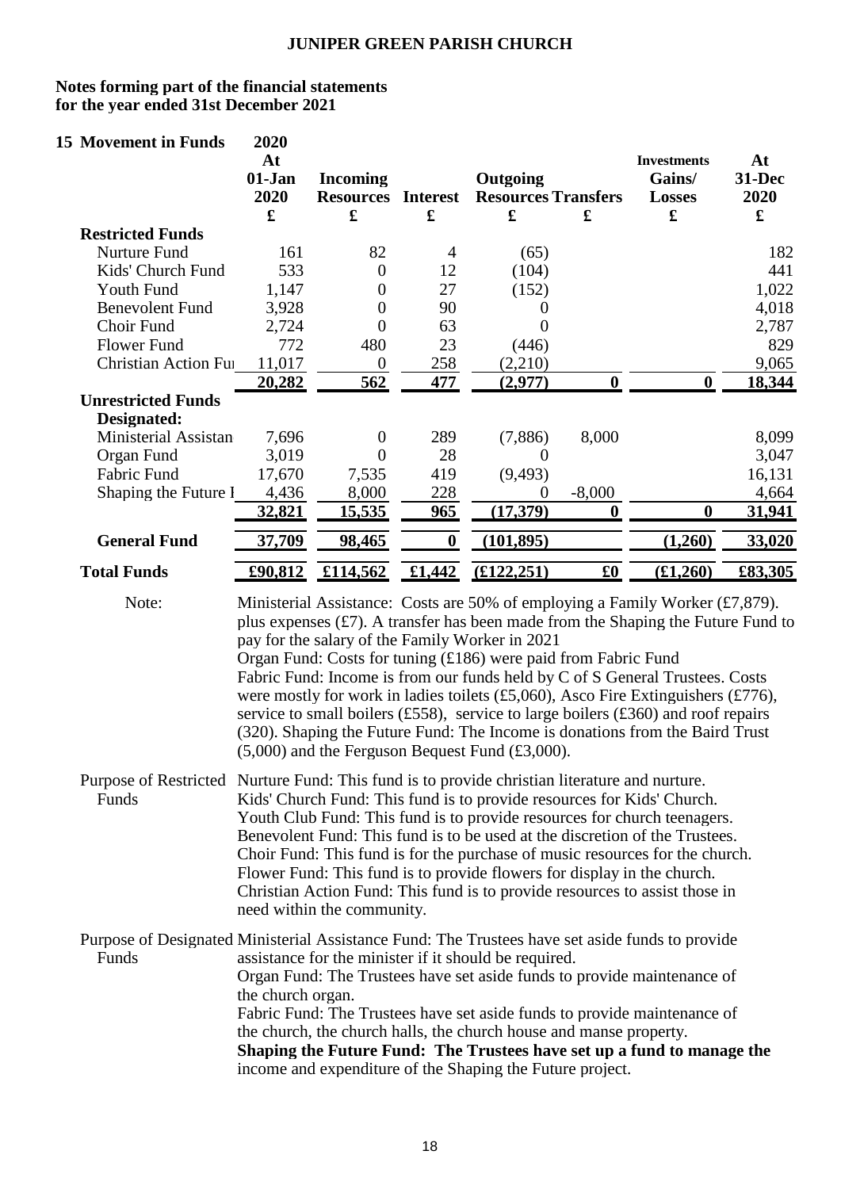**JUNIPER GREEN PARISH CHURCH**

**Notes forming part of the financial statements for the year ended 31st December 2021**

**15 Movement in Funds** **2020**

| | At 01-Jan 2020 | Incoming Resources | Interest | Outgoing Resources | Transfers | Investments Gains/ Losses | At 31-Dec 2020 |
|---|---|---|---|---|---|---|---|
| | £ | £ | £ | £ | £ | £ | £ |
| **Restricted Funds** | | | | | | | |
| Nurture Fund | 161 | 82 | 4 | (65) | | | 182 |
| Kids' Church Fund | 533 | 0 | 12 | (104) | | | 441 |
| Youth Fund | 1,147 | 0 | 27 | (152) | | | 1,022 |
| Benevolent Fund | 3,928 | 0 | 90 | 0 | | | 4,018 |
| Choir Fund | 2,724 | 0 | 63 | 0 | | | 2,787 |
| Flower Fund | 772 | 480 | 23 | (446) | | | 829 |
| Christian Action Fu | 11,017 | 0 | 258 | (2,210) | | | 9,065 |
| | **20,282** | **562** | **477** | **(2,977)** | **0** | **0** | **18,344** |
| **Unrestricted Funds** | | | | | | | |
| **Designated:** | | | | | | | |
| Ministerial Assistan | 7,696 | 0 | 289 | (7,886) | 8,000 | | 8,099 |
| Organ Fund | 3,019 | 0 | 28 | 0 | | | 3,047 |
| Fabric Fund | 17,670 | 7,535 | 419 | (9,493) | | | 16,131 |
| Shaping the Future F | 4,436 | 8,000 | 228 | 0 | -8,000 | | 4,664 |
| | **32,821** | **15,535** | **965** | **(17,379)** | **0** | **0** | **31,941** |
| **General Fund** | **37,709** | **98,465** | **0** | **(101,895)** | | **(1,260)** | **33,020** |
| **Total Funds** | **£90,812** | **£114,562** | **£1,442** | **(£122,251)** | **£0** | **(£1,260)** | **£83,305** |

Note: Ministerial Assistance: Costs are 50% of employing a Family Worker (£7,879). plus expenses (£7). A transfer has been made from the Shaping the Future Fund to pay for the salary of the Family Worker in 2021
Organ Fund: Costs for tuning (£186) were paid from Fabric Fund
Fabric Fund: Income is from our funds held by C of S General Trustees. Costs were mostly for work in ladies toilets (£5,060), Asco Fire Extinguishers (£776), service to small boilers (£558), service to large boilers (£360) and roof repairs (320). Shaping the Future Fund: The Income is donations from the Baird Trust (5,000) and the Ferguson Bequest Fund (£3,000).

Purpose of Restricted Funds
Nurture Fund: This fund is to provide christian literature and nurture.
Kids' Church Fund: This fund is to provide resources for Kids' Church.
Youth Club Fund: This fund is to provide resources for church teenagers.
Benevolent Fund: This fund is to be used at the discretion of the Trustees.
Choir Fund: This fund is for the purchase of music resources for the church.
Flower Fund: This fund is to provide flowers for display in the church.
Christian Action Fund: This fund is to provide resources to assist those in need within the community.

Purpose of Designated Funds
Ministerial Assistance Fund: The Trustees have set aside funds to provide assistance for the minister if it should be required.
Organ Fund: The Trustees have set aside funds to provide maintenance of the church organ.
Fabric Fund: The Trustees have set aside funds to provide maintenance of the church, the church halls, the church house and manse property.
**Shaping the Future Fund: The Trustees have set up a fund to manage the** income and expenditure of the Shaping the Future project.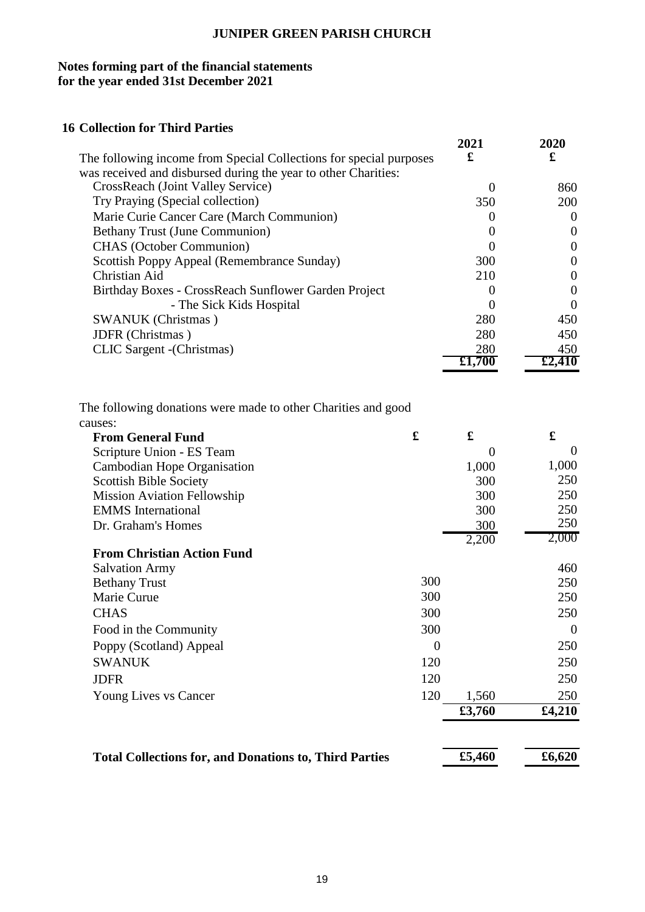**JUNIPER GREEN PARISH CHURCH**

**Notes forming part of the financial statements for the year ended 31st December 2021**

**16 Collection for Third Parties**

| | | 2021 | 2020 |
|---|---|---|---|
| The following income from Special Collections for special purposes was received and disbursed during the year to other Charities: | | £ | £ |
| CrossReach (Joint Valley Service) | | 0 | 860 |
| Try Praying (Special collection) | | 350 | 200 |
| Marie Curie Cancer Care (March Communion) | | 0 | 0 |
| Bethany Trust (June Communion) | | 0 | 0 |
| CHAS (October Communion) | | 0 | 0 |
| Scottish Poppy Appeal (Remembrance Sunday) | | 300 | 0 |
| Christian Aid | | 210 | 0 |
| Birthday Boxes - CrossReach Sunflower Garden Project | | 0 | 0 |
| - The Sick Kids Hospital | | 0 | 0 |
| SWANUK (Christmas ) | | 280 | 450 |
| JDFR (Christmas ) | | 280 | 450 |
| CLIC Sargent -(Christmas) | | 280 | 450 |
| | | **£1,700** | **£2,410** |
| The following donations were made to other Charities and good causes: | | | |
| **From General Fund** | £ | £ | £ |
| Scripture Union - ES Team | | 0 | 0 |
| Cambodian Hope Organisation | | 1,000 | 1,000 |
| Scottish Bible Society | | 300 | 250 |
| Mission Aviation Fellowship | | 300 | 250 |
| EMMS International | | 300 | 250 |
| Dr. Graham's Homes | | 300 | 250 |
| | | 2,200 | 2,000 |
| **From Christian Action Fund** | | | |
| Salvation Army | | | 460 |
| Bethany Trust | 300 | | 250 |
| Marie Curue | 300 | | 250 |
| CHAS | 300 | | 250 |
| Food in the Community | 300 | | 0 |
| Poppy (Scotland) Appeal | 0 | | 250 |
| SWANUK | 120 | | 250 |
| JDFR | 120 | | 250 |
| Young Lives vs Cancer | 120 | 1,560 | 250 |
| | | **£3,760** | **£4,210** |
| **Total Collections for, and Donations to, Third Parties** | | **£5,460** | **£6,620** |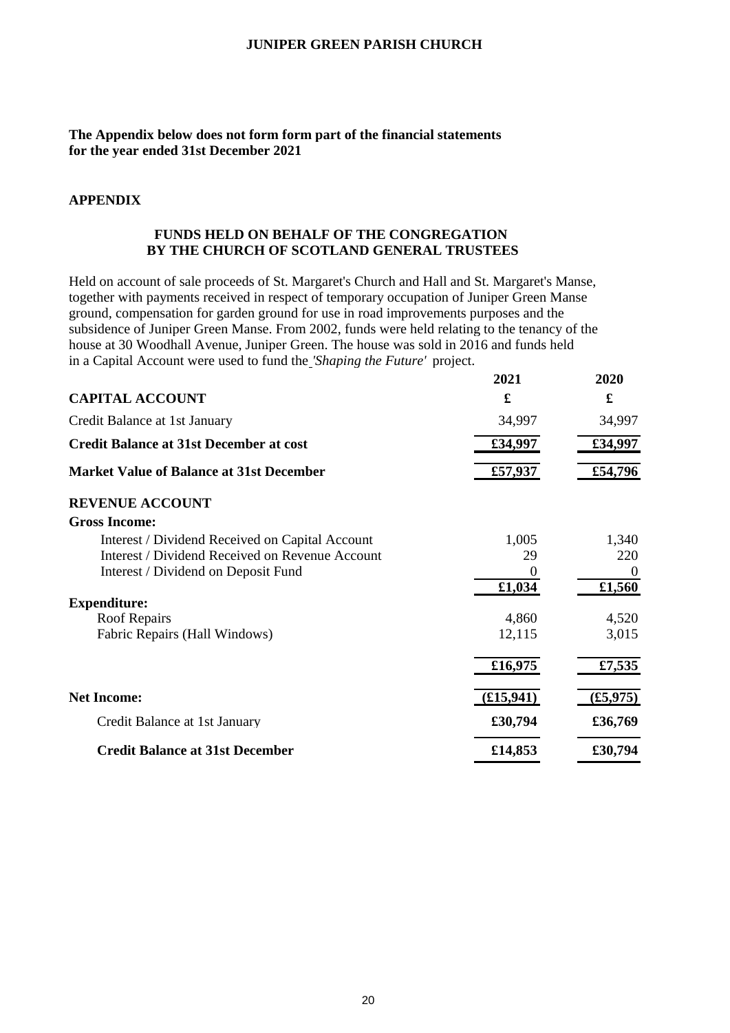**The Appendix below does not form form part of the financial statements for the year ended 31st December 2021**

## APPENDIX

### FUNDS HELD ON BEHALF OF THE CONGREGATION BY THE CHURCH OF SCOTLAND GENERAL TRUSTEES

Held on account of sale proceeds of St. Margaret's Church and Hall and St. Margaret's Manse, together with payments received in respect of temporary occupation of Juniper Green Manse ground, compensation for garden ground for use in road improvements purposes and the subsidence of Juniper Green Manse. From 2002, funds were held relating to the tenancy of the house at 30 Woodhall Avenue, Juniper Green. The house was sold in 2016 and funds held in a Capital Account were used to fund the *'Shaping the Future'* project.

| | 2021 | 2020 |
|---|---|---|
| **CAPITAL ACCOUNT** | **£** | **£** |
| Credit Balance at 1st January | 34,997 | 34,997 |
| **Credit Balance at 31st December at cost** | **£34,997** | **£34,997** |
| **Market Value of Balance at 31st December** | **£57,937** | **£54,796** |
| **REVENUE ACCOUNT** | | |
| **Gross Income:** | | |
| Interest / Dividend Received on Capital Account | 1,005 | 1,340 |
| Interest / Dividend Received on Revenue Account | 29 | 220 |
| Interest / Dividend on Deposit Fund | 0 | 0 |
| | **£1,034** | **£1,560** |
| **Expenditure:** | | |
| Roof Repairs | 4,860 | 4,520 |
| Fabric Repairs (Hall Windows) | 12,115 | 3,015 |
| | **£16,975** | **£7,535** |
| **Net Income:** | **(£15,941)** | **(£5,975)** |
| Credit Balance at 1st January | **£30,794** | **£36,769** |
| **Credit Balance at 31st December** | **£14,853** | **£30,794** |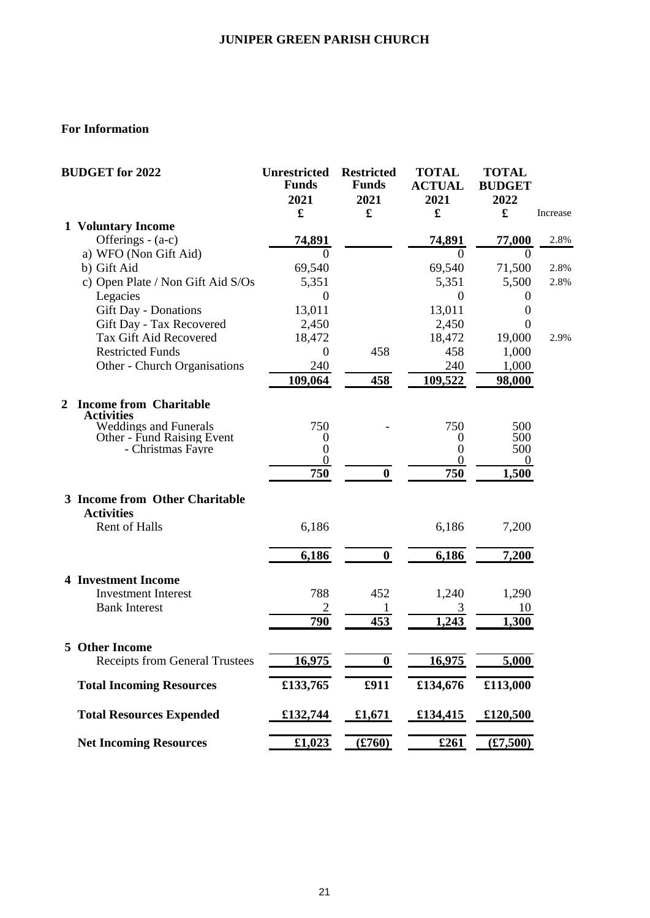**JUNIPER GREEN PARISH CHURCH**

**For Information**

| **BUDGET for 2022** | **Unrestricted Funds 2021 £** | **Restricted Funds 2021 £** | **TOTAL ACTUAL 2021 £** | **TOTAL BUDGET 2022 £** | Increase |
|---|---|---|---|---|---|
| **1 Voluntary Income** | | | | | |
| Offerings - (a-c) | **74,891** | | **74,891** | **77,000** | 2.8% |
| a) WFO (Non Gift Aid) | 0 | | 0 | 0 | |
| b) Gift Aid | 69,540 | | 69,540 | 71,500 | 2.8% |
| c) Open Plate / Non Gift Aid S/Os | 5,351 | | 5,351 | 5,500 | 2.8% |
| Legacies | 0 | | 0 | 0 | |
| Gift Day - Donations | 13,011 | | 13,011 | 0 | |
| Gift Day - Tax Recovered | 2,450 | | 2,450 | 0 | |
| Tax Gift Aid Recovered | 18,472 | | 18,472 | 19,000 | 2.9% |
| Restricted Funds | 0 | 458 | 458 | 1,000 | |
| Other - Church Organisations | 240 | | 240 | 1,000 | |
| | **109,064** | **458** | **109,522** | **98,000** | |
| **2 Income from Charitable Activities** | | | | | |
| Weddings and Funerals | 750 | - | 750 | 500 | |
| Other - Fund Raising Event | 0 | | 0 | 500 | |
| - Christmas Fayre | 0 | | 0 | 500 | |
| | 0 | | 0 | 0 | |
| | **750** | **0** | **750** | **1,500** | |
| **3 Income from Other Charitable Activities** | | | | | |
| Rent of Halls | 6,186 | | 6,186 | 7,200 | |
| | **6,186** | **0** | **6,186** | **7,200** | |
| **4 Investment Income** | | | | | |
| Investment Interest | 788 | 452 | 1,240 | 1,290 | |
| Bank Interest | 2 | 1 | 3 | 10 | |
| | **790** | **453** | **1,243** | **1,300** | |
| **5 Other Income** | | | | | |
| Receipts from General Trustees | **16,975** | **0** | **16,975** | **5,000** | |
| **Total Incoming Resources** | **£133,765** | **£911** | **£134,676** | **£113,000** | |
| **Total Resources Expended** | **£132,744** | **£1,671** | **£134,415** | **£120,500** | |
| **Net Incoming Resources** | **£1,023** | **(£760)** | **£261** | **(£7,500)** | |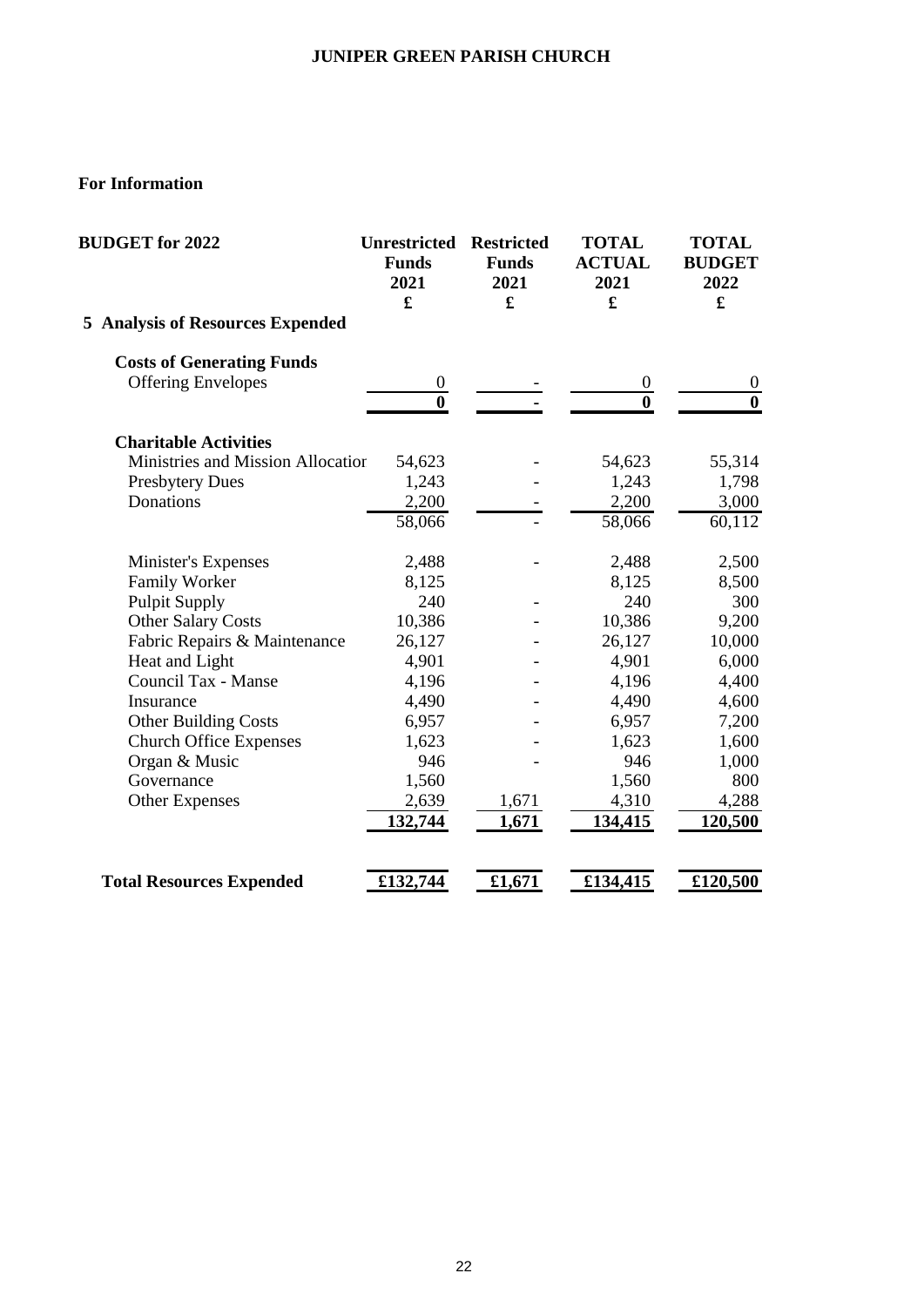**JUNIPER GREEN PARISH CHURCH**

**For Information**

| BUDGET for 2022 | Unrestricted Funds 2021 £ | Restricted Funds 2021 £ | TOTAL ACTUAL 2021 £ | TOTAL BUDGET 2022 £ |
|---|---|---|---|---|
| **5 Analysis of Resources Expended** | | | | |
| **Costs of Generating Funds** | | | | |
| Offering Envelopes | 0 | - | 0 | 0 |
| | **0** | **-** | **0** | **0** |
| **Charitable Activities** | | | | |
| Ministries and Mission Allocatior | 54,623 | - | 54,623 | 55,314 |
| Presbytery Dues | 1,243 | - | 1,243 | 1,798 |
| Donations | 2,200 | - | 2,200 | 3,000 |
| | 58,066 | - | 58,066 | 60,112 |
| Minister's Expenses | 2,488 | - | 2,488 | 2,500 |
| Family Worker | 8,125 | | 8,125 | 8,500 |
| Pulpit Supply | 240 | - | 240 | 300 |
| Other Salary Costs | 10,386 | - | 10,386 | 9,200 |
| Fabric Repairs & Maintenance | 26,127 | - | 26,127 | 10,000 |
| Heat and Light | 4,901 | - | 4,901 | 6,000 |
| Council Tax - Manse | 4,196 | - | 4,196 | 4,400 |
| Insurance | 4,490 | - | 4,490 | 4,600 |
| Other Building Costs | 6,957 | - | 6,957 | 7,200 |
| Church Office Expenses | 1,623 | - | 1,623 | 1,600 |
| Organ & Music | 946 | - | 946 | 1,000 |
| Governance | 1,560 | | 1,560 | 800 |
| Other Expenses | 2,639 | 1,671 | 4,310 | 4,288 |
| | **132,744** | **1,671** | **134,415** | **120,500** |
| **Total Resources Expended** | **£132,744** | **£1,671** | **£134,415** | **£120,500** |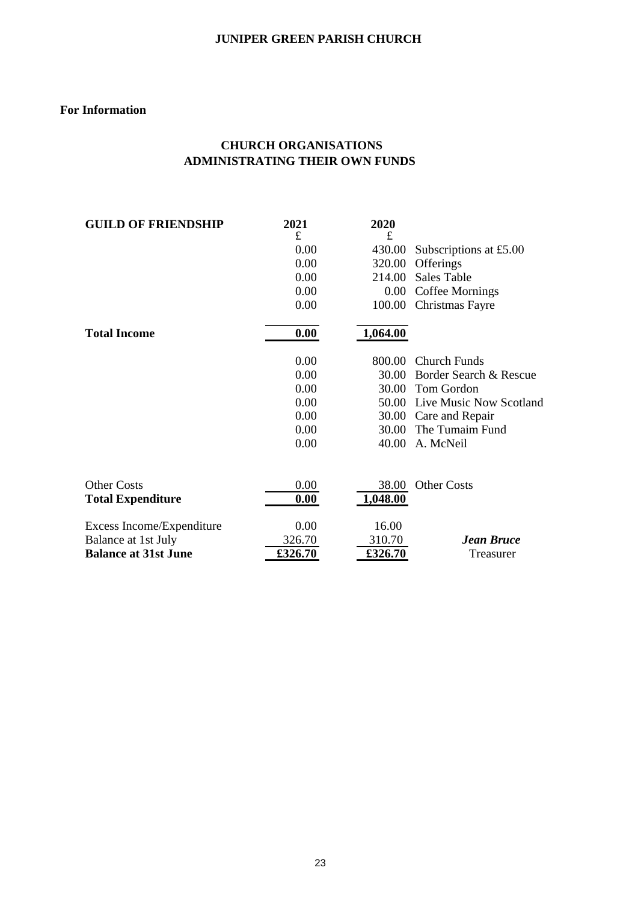**JUNIPER GREEN PARISH CHURCH**

**For Information**

## CHURCH ORGANISATIONS ADMINISTRATING THEIR OWN FUNDS

| **GUILD OF FRIENDSHIP** | **2021** £ | **2020** £ | |
|---|---|---|---|
| | 0.00 | 430.00 | Subscriptions at £5.00 |
| | 0.00 | 320.00 | Offerings |
| | 0.00 | 214.00 | Sales Table |
| | 0.00 | 0.00 | Coffee Mornings |
| | 0.00 | 100.00 | Christmas Fayre |
| **Total Income** | **0.00** | **1,064.00** | |
| | 0.00 | 800.00 | Church Funds |
| | 0.00 | 30.00 | Border Search & Rescue |
| | 0.00 | 30.00 | Tom Gordon |
| | 0.00 | 50.00 | Live Music Now Scotland |
| | 0.00 | 30.00 | Care and Repair |
| | 0.00 | 30.00 | The Tumaim Fund |
| | 0.00 | 40.00 | A. McNeil |
| Other Costs | 0.00 | 38.00 | Other Costs |
| **Total Expenditure** | **0.00** | **1,048.00** | |
| Excess Income/Expenditure | 0.00 | 16.00 | |
| Balance at 1st July | 326.70 | 310.70 | ***Jean Bruce*** |
| **Balance at 31st June** | **£326.70** | **£326.70** | Treasurer |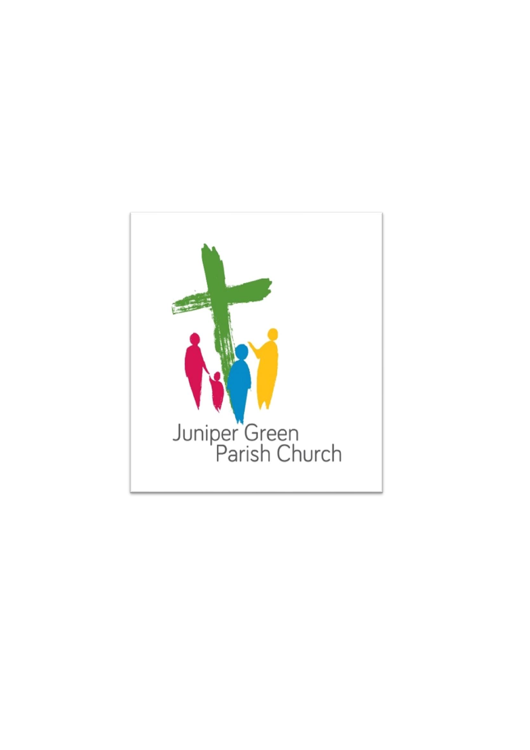Juniper Green Parish Church